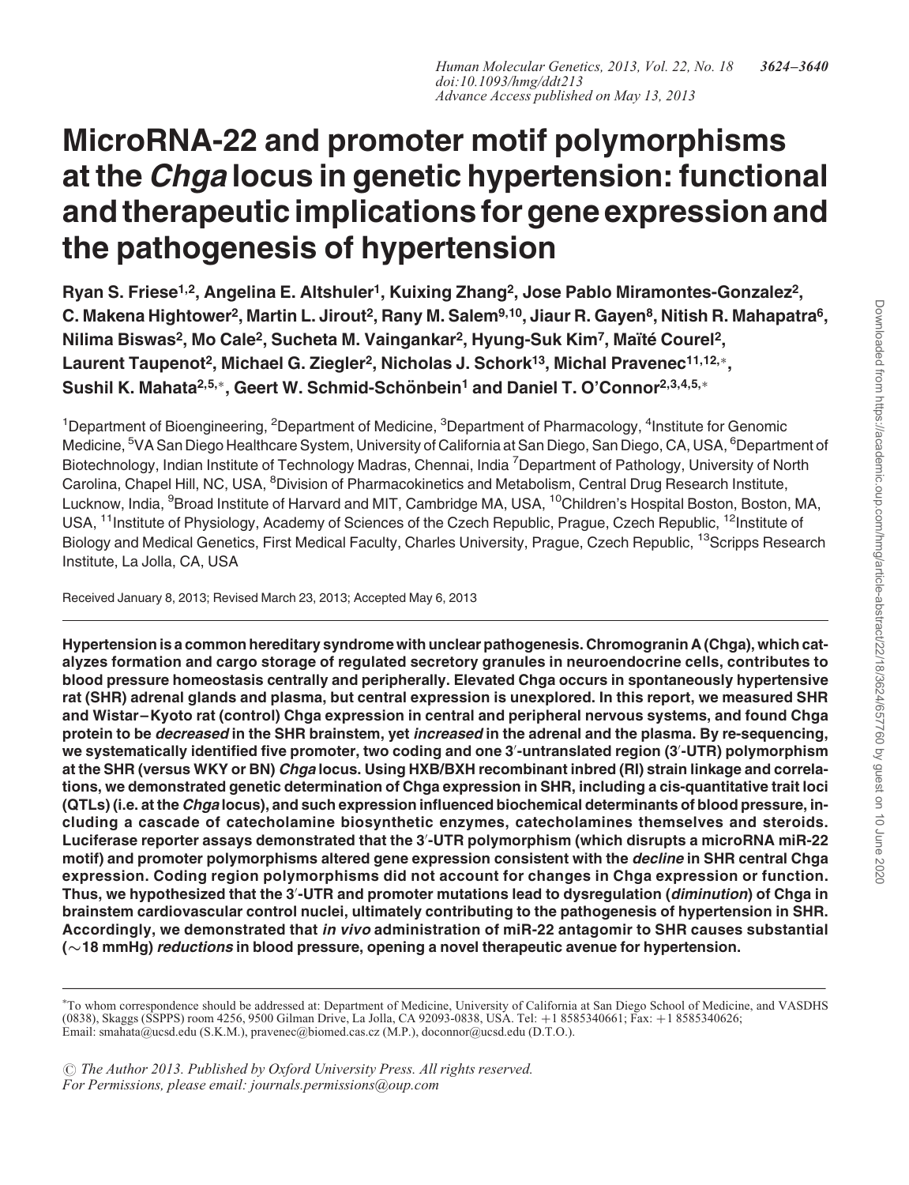# MicroRNA-22 and promoter motif polymorphisms at the *Chga* locus in genetic hypertension: functional and therapeutic implications for gene expression and the pathogenesis of hypertension

**Ryan S. Friese[1,2], Angelina E. Altshuler[1], Kuixing Zhang[2], Jose Pablo Miramontes-Gonzalez[2], C. Makena Hightower[2], Martin L. Jirout[2], Rany M. Salem[9,10], Jiaur R. Gayen[8], Nitish R. Mahapatra[6], Nilima Biswas[2], Mo Cale[2], Sucheta M. Vaingankar[2], Hyung-Suk Kim[7], Maïté Courel[2], Laurent Taupenot[2], Michael G. Ziegler[2], Nicholas J. Schork[13], Michal Pravenec[11,12,*], Sushil K. Mahata[2,5,*], Geert W. Schmid-Schönbein[1] and Daniel T. O'Connor[2,3,4,5,*]**

[1]Department of Bioengineering, [2]Department of Medicine, [3]Department of Pharmacology, [4]Institute for Genomic Medicine, [5]VA San Diego Healthcare System, University of California at San Diego, San Diego, CA, USA, [6]Department of Biotechnology, Indian Institute of Technology Madras, Chennai, India [7]Department of Pathology, University of North Carolina, Chapel Hill, NC, USA, [8]Division of Pharmacokinetics and Metabolism, Central Drug Research Institute, Lucknow, India, [9]Broad Institute of Harvard and MIT, Cambridge MA, USA, [10]Children's Hospital Boston, Boston, MA, USA, [11]Institute of Physiology, Academy of Sciences of the Czech Republic, Prague, Czech Republic, [12]Institute of Biology and Medical Genetics, First Medical Faculty, Charles University, Prague, Czech Republic, [13]Scripps Research Institute, La Jolla, CA, USA

Received January 8, 2013; Revised March 23, 2013; Accepted May 6, 2013

**Hypertension is a common hereditary syndrome with unclear pathogenesis. Chromogranin A (Chga), which catalyzes formation and cargo storage of regulated secretory granules in neuroendocrine cells, contributes to blood pressure homeostasis centrally and peripherally. Elevated Chga occurs in spontaneously hypertensive rat (SHR) adrenal glands and plasma, but central expression is unexplored. In this report, we measured SHR and Wistar–Kyoto rat (control) Chga expression in central and peripheral nervous systems, and found Chga protein to be *decreased* in the SHR brainstem, yet *increased* in the adrenal and the plasma. By re-sequencing, we systematically identified five promoter, two coding and one 3′-untranslated region (3′-UTR) polymorphism at the SHR (versus WKY or BN) *Chga* locus. Using HXB/BXH recombinant inbred (RI) strain linkage and correlations, we demonstrated genetic determination of Chga expression in SHR, including a cis-quantitative trait loci (QTLs) (i.e. at the *Chga* locus), and such expression influenced biochemical determinants of blood pressure, including a cascade of catecholamine biosynthetic enzymes, catecholamines themselves and steroids. Luciferase reporter assays demonstrated that the 3′-UTR polymorphism (which disrupts a microRNA miR-22 motif) and promoter polymorphisms altered gene expression consistent with the *decline* in SHR central Chga expression. Coding region polymorphisms did not account for changes in Chga expression or function. Thus, we hypothesized that the 3′-UTR and promoter mutations lead to dysregulation (*diminution*) of Chga in brainstem cardiovascular control nuclei, ultimately contributing to the pathogenesis of hypertension in SHR. Accordingly, we demonstrated that *in vivo* administration of miR-22 antagomir to SHR causes substantial (∼18 mmHg) *reductions* in blood pressure, opening a novel therapeutic avenue for hypertension.**

---

*To whom correspondence should be addressed at: Department of Medicine, University of California at San Diego School of Medicine, and VASDHS (0838), Skaggs (SSPPS) room 4256, 9500 Gilman Drive, La Jolla, CA 92093-0838, USA. Tel: +1 8585340661; Fax: +1 8585340626; Email: smahata@ucsd.edu (S.K.M.), pravenec@biomed.cas.cz (M.P.), doconnor@ucsd.edu (D.T.O.).

© The Author 2013. Published by Oxford University Press. All rights reserved. For Permissions, please email: journals.permissions@oup.com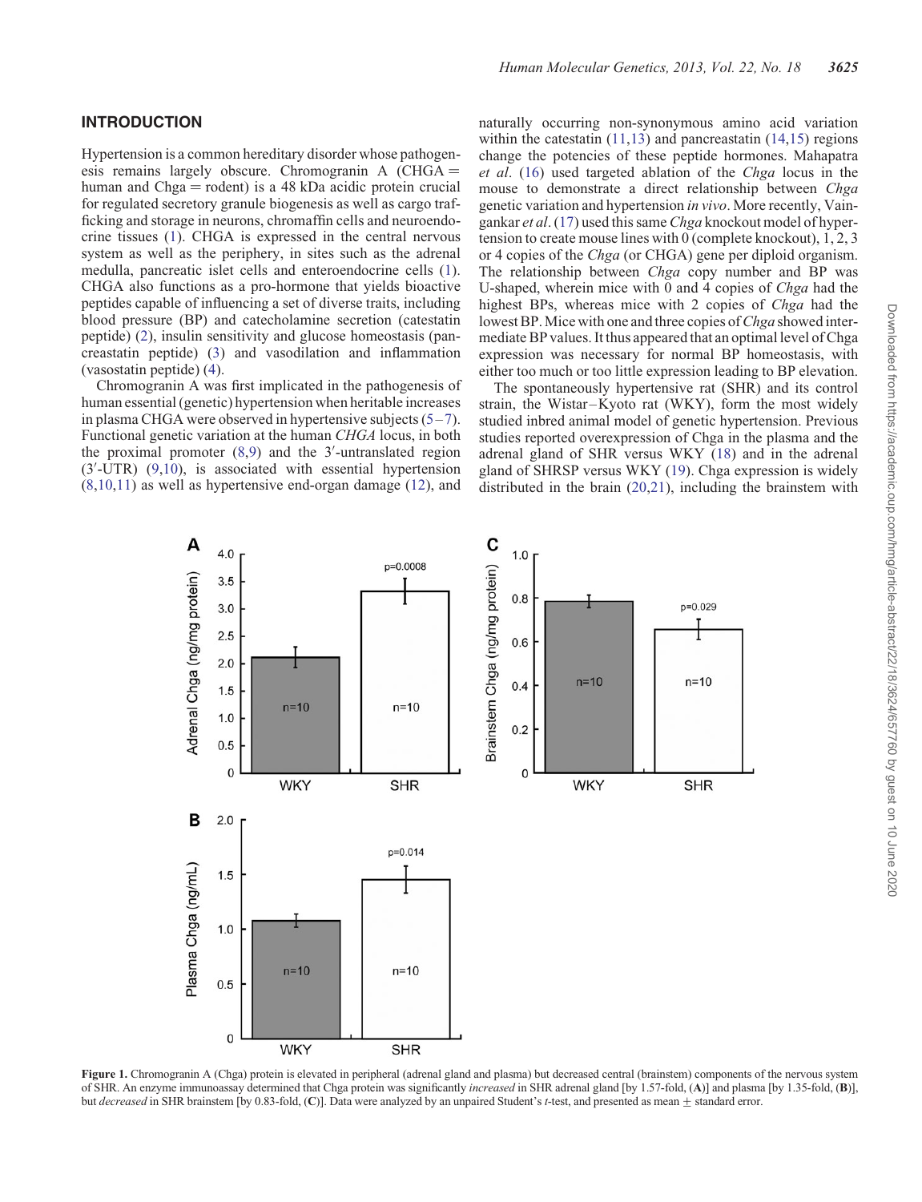## INTRODUCTION

Hypertension is a common hereditary disorder whose pathogenesis remains largely obscure. Chromogranin A (CHGA = human and Chga = rodent) is a 48 kDa acidic protein crucial for regulated secretory granule biogenesis as well as cargo trafficking and storage in neurons, chromaffin cells and neuroendocrine tissues (1). CHGA is expressed in the central nervous system as well as the periphery, in sites such as the adrenal medulla, pancreatic islet cells and enteroendocrine cells (1). CHGA also functions as a pro-hormone that yields bioactive peptides capable of influencing a set of diverse traits, including blood pressure (BP) and catecholamine secretion (catestatin peptide) (2), insulin sensitivity and glucose homeostasis (pancreastatin peptide) (3) and vasodilation and inflammation (vasostatin peptide) (4).

Chromogranin A was first implicated in the pathogenesis of human essential (genetic) hypertension when heritable increases in plasma CHGA were observed in hypertensive subjects (5–7). Functional genetic variation at the human *CHGA* locus, in both the proximal promoter (8,9) and the 3′-untranslated region (3′-UTR) (9,10), is associated with essential hypertension (8,10,11) as well as hypertensive end-organ damage (12), and naturally occurring non-synonymous amino acid variation within the catestatin (11,13) and pancreastatin (14,15) regions change the potencies of these peptide hormones. Mahapatra *et al*. (16) used targeted ablation of the *Chga* locus in the mouse to demonstrate a direct relationship between *Chga* genetic variation and hypertension *in vivo*. More recently, Vaingankar *et al*. (17) used this same *Chga* knockout model of hypertension to create mouse lines with 0 (complete knockout), 1, 2, 3 or 4 copies of the *Chga* (or CHGA) gene per diploid organism. The relationship between *Chga* copy number and BP was U-shaped, wherein mice with 0 and 4 copies of *Chga* had the highest BPs, whereas mice with 2 copies of *Chga* had the lowest BP. Mice with one and three copies of *Chga* showed intermediate BP values. It thus appeared that an optimal level of Chga expression was necessary for normal BP homeostasis, with either too much or too little expression leading to BP elevation.

The spontaneously hypertensive rat (SHR) and its control strain, the Wistar–Kyoto rat (WKY), form the most widely studied inbred animal model of genetic hypertension. Previous studies reported overexpression of Chga in the plasma and the adrenal gland of SHR versus WKY (18) and in the adrenal gland of SHRSP versus WKY (19). Chga expression is widely distributed in the brain (20,21), including the brainstem with

**Figure 1.** Chromogranin A (Chga) protein is elevated in peripheral (adrenal gland and plasma) but decreased central (brainstem) components of the nervous system of SHR. An enzyme immunoassay determined that Chga protein was significantly *increased* in SHR adrenal gland [by 1.57-fold, (**A**)] and plasma [by 1.35-fold, (**B**)], but *decreased* in SHR brainstem [by 0.83-fold, (**C**)]. Data were analyzed by an unpaired Student's *t*-test, and presented as mean ± standard error.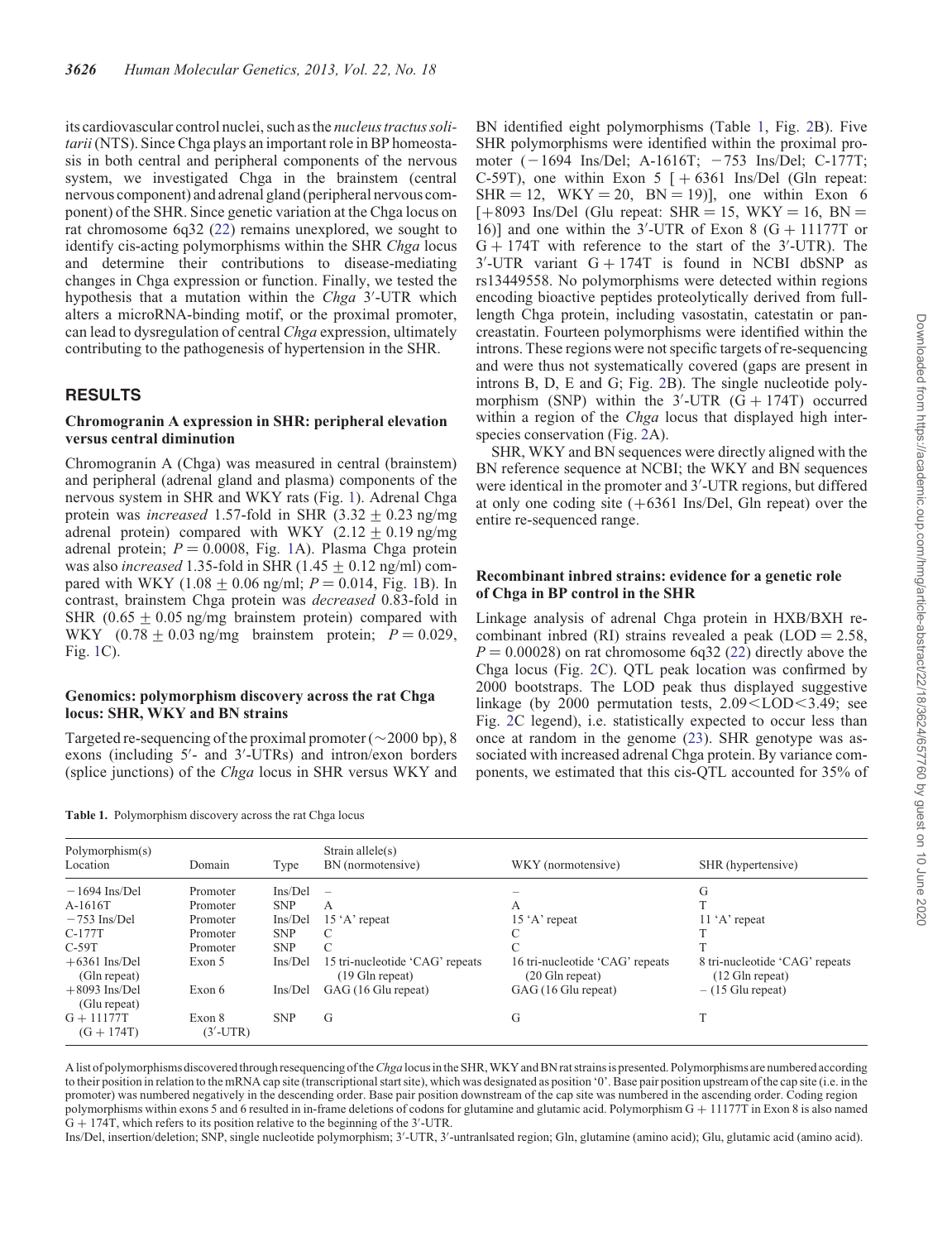its cardiovascular control nuclei, such as the *nucleus tractus solitarii* (NTS). Since Chga plays an important role in BP homeostasis in both central and peripheral components of the nervous system, we investigated Chga in the brainstem (central nervous component) and adrenal gland (peripheral nervous component) of the SHR. Since genetic variation at the Chga locus on rat chromosome 6q32 (22) remains unexplored, we sought to identify cis-acting polymorphisms within the SHR *Chga* locus and determine their contributions to disease-mediating changes in Chga expression or function. Finally, we tested the hypothesis that a mutation within the *Chga* 3′-UTR which alters a microRNA-binding motif, or the proximal promoter, can lead to dysregulation of central *Chga* expression, ultimately contributing to the pathogenesis of hypertension in the SHR.

## RESULTS

### Chromogranin A expression in SHR: peripheral elevation versus central diminution

Chromogranin A (Chga) was measured in central (brainstem) and peripheral (adrenal gland and plasma) components of the nervous system in SHR and WKY rats (Fig. 1). Adrenal Chga protein was *increased* 1.57-fold in SHR ($3.32 \pm 0.23$ ng/mg adrenal protein) compared with WKY ($2.12 \pm 0.19$ ng/mg adrenal protein; $P = 0.0008$, Fig. 1A). Plasma Chga protein was also *increased* 1.35-fold in SHR ($1.45 \pm 0.12$ ng/ml) compared with WKY ($1.08 \pm 0.06$ ng/ml; $P = 0.014$, Fig. 1B). In contrast, brainstem Chga protein was *decreased* 0.83-fold in SHR ($0.65 \pm 0.05$ ng/mg brainstem protein) compared with WKY ($0.78 \pm 0.03$ ng/mg brainstem protein; $P = 0.029$, Fig. 1C).

### Genomics: polymorphism discovery across the rat Chga locus: SHR, WKY and BN strains

Targeted re-sequencing of the proximal promoter (~2000 bp), 8 exons (including 5′- and 3′-UTRs) and intron/exon borders (splice junctions) of the *Chga* locus in SHR versus WKY and BN identified eight polymorphisms (Table 1, Fig. 2B). Five SHR polymorphisms were identified within the proximal promoter (−1694 Ins/Del; A-1616T; −753 Ins/Del; C-177T; C-59T), one within Exon 5 [+6361 Ins/Del (Gln repeat: SHR = 12, WKY = 20, BN = 19)], one within Exon 6 [+8093 Ins/Del (Glu repeat: SHR = 15, WKY = 16, BN = 16)] and one within the 3′-UTR of Exon 8 (G + 11177T or G + 174T with reference to the start of the 3′-UTR). The 3′-UTR variant G + 174T is found in NCBI dbSNP as rs13449558. No polymorphisms were detected within regions encoding bioactive peptides proteolytically derived from full-length Chga protein, including vasostatin, catestatin or pancreastatin. Fourteen polymorphisms were identified within the introns. These regions were not specific targets of re-sequencing and were thus not systematically covered (gaps are present in introns B, D, E and G; Fig. 2B). The single nucleotide polymorphism (SNP) within the 3′-UTR (G + 174T) occurred within a region of the *Chga* locus that displayed high interspecies conservation (Fig. 2A).

SHR, WKY and BN sequences were directly aligned with the BN reference sequence at NCBI; the WKY and BN sequences were identical in the promoter and 3′-UTR regions, but differed at only one coding site (+6361 Ins/Del, Gln repeat) over the entire re-sequenced range.

### Recombinant inbred strains: evidence for a genetic role of Chga in BP control in the SHR

Linkage analysis of adrenal Chga protein in HXB/BXH recombinant inbred (RI) strains revealed a peak (LOD = 2.58, $P = 0.00028$) on rat chromosome 6q32 (22) directly above the Chga locus (Fig. 2C). QTL peak location was confirmed by 2000 bootstraps. The LOD peak thus displayed suggestive linkage (by 2000 permutation tests, $2.09 < \mathrm{LOD} < 3.49$; see Fig. 2C legend), i.e. statistically expected to occur less than once at random in the genome (23). SHR genotype was associated with increased adrenal Chga protein. By variance components, we estimated that this cis-QTL accounted for 35% of

**Table 1.** Polymorphism discovery across the rat Chga locus

| Polymorphism(s) Location | Domain | Type | Strain allele(s) BN (normotensive) | WKY (normotensive) | SHR (hypertensive) |
|---|---|---|---|---|---|
| −1694 Ins/Del | Promoter | Ins/Del | – | – | G |
| A-1616T | Promoter | SNP | A | A | T |
| −753 Ins/Del | Promoter | Ins/Del | 15 'A' repeat | 15 'A' repeat | 11 'A' repeat |
| C-177T | Promoter | SNP | C | C | T |
| C-59T | Promoter | SNP | C | C | T |
| +6361 Ins/Del (Gln repeat) | Exon 5 | Ins/Del | 15 tri-nucleotide 'CAG' repeats (19 Gln repeat) | 16 tri-nucleotide 'CAG' repeats (20 Gln repeat) | 8 tri-nucleotide 'CAG' repeats (12 Gln repeat) |
| +8093 Ins/Del (Glu repeat) | Exon 6 | Ins/Del | GAG (16 Glu repeat) | GAG (16 Glu repeat) | – (15 Glu repeat) |
| G + 11177T (G + 174T) | Exon 8 (3′-UTR) | SNP | G | G | T |

A list of polymorphisms discovered through resequencing of the *Chga* locus in the SHR, WKY and BN rat strains is presented. Polymorphisms are numbered according to their position in relation to the mRNA cap site (transcriptional start site), which was designated as position '0'. Base pair position upstream of the cap site (i.e. in the promoter) was numbered negatively in the descending order. Base pair position downstream of the cap site was numbered in the ascending order. Coding region polymorphisms within exons 5 and 6 resulted in in-frame deletions of codons for glutamine and glutamic acid. Polymorphism G + 11177T in Exon 8 is also named G + 174T, which refers to its position relative to the beginning of the 3′-UTR.

Ins/Del, insertion/deletion; SNP, single nucleotide polymorphism; 3′-UTR, 3′-untranlsated region; Gln, glutamine (amino acid); Glu, glutamic acid (amino acid).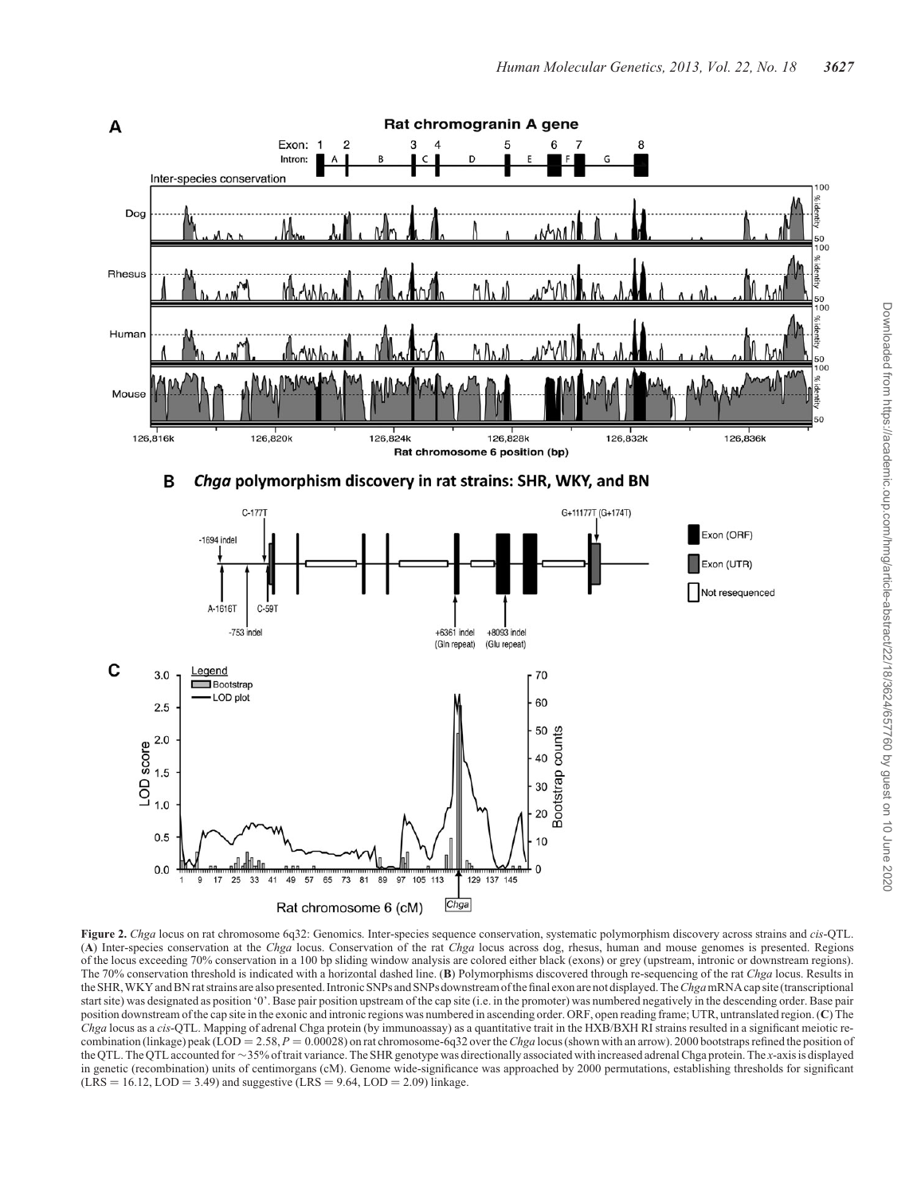**Figure 2.** *Chga* locus on rat chromosome 6q32: Genomics. Inter-species sequence conservation, systematic polymorphism discovery across strains and *cis*-QTL. (**A**) Inter-species conservation at the *Chga* locus. Conservation of the rat *Chga* locus across dog, rhesus, human and mouse genomes is presented. Regions of the locus exceeding 70% conservation in a 100 bp sliding window analysis are colored either black (exons) or grey (upstream, intronic or downstream regions). The 70% conservation threshold is indicated with a horizontal dashed line. (**B**) Polymorphisms discovered through re-sequencing of the rat *Chga* locus. Results in the SHR, WKY and BN rat strains are also presented. Intronic SNPs and SNPs downstream of the final exon are not displayed. The *Chga* mRNA cap site (transcriptional start site) was designated as position '0'. Base pair position upstream of the cap site (i.e. in the promoter) was numbered negatively in the descending order. Base pair position downstream of the cap site in the exonic and intronic regions was numbered in ascending order. ORF, open reading frame; UTR, untranslated region. (**C**) The *Chga* locus as a *cis*-QTL. Mapping of adrenal Chga protein (by immunoassay) as a quantitative trait in the HXB/BXH RI strains resulted in a significant meiotic re-combination (linkage) peak (LOD = 2.58, $P = 0.00028$) on rat chromosome-6q32 over the *Chga* locus (shown with an arrow). 2000 bootstraps refined the position of the QTL. The QTL accounted for ~35% of trait variance. The SHR genotype was directionally associated with increased adrenal Chga protein. The *x*-axis is displayed in genetic (recombination) units of centimorgans (cM). Genome wide-significance was approached by 2000 permutations, establishing thresholds for significant (LRS = 16.12, LOD = 3.49) and suggestive (LRS = 9.64, LOD = 2.09) linkage.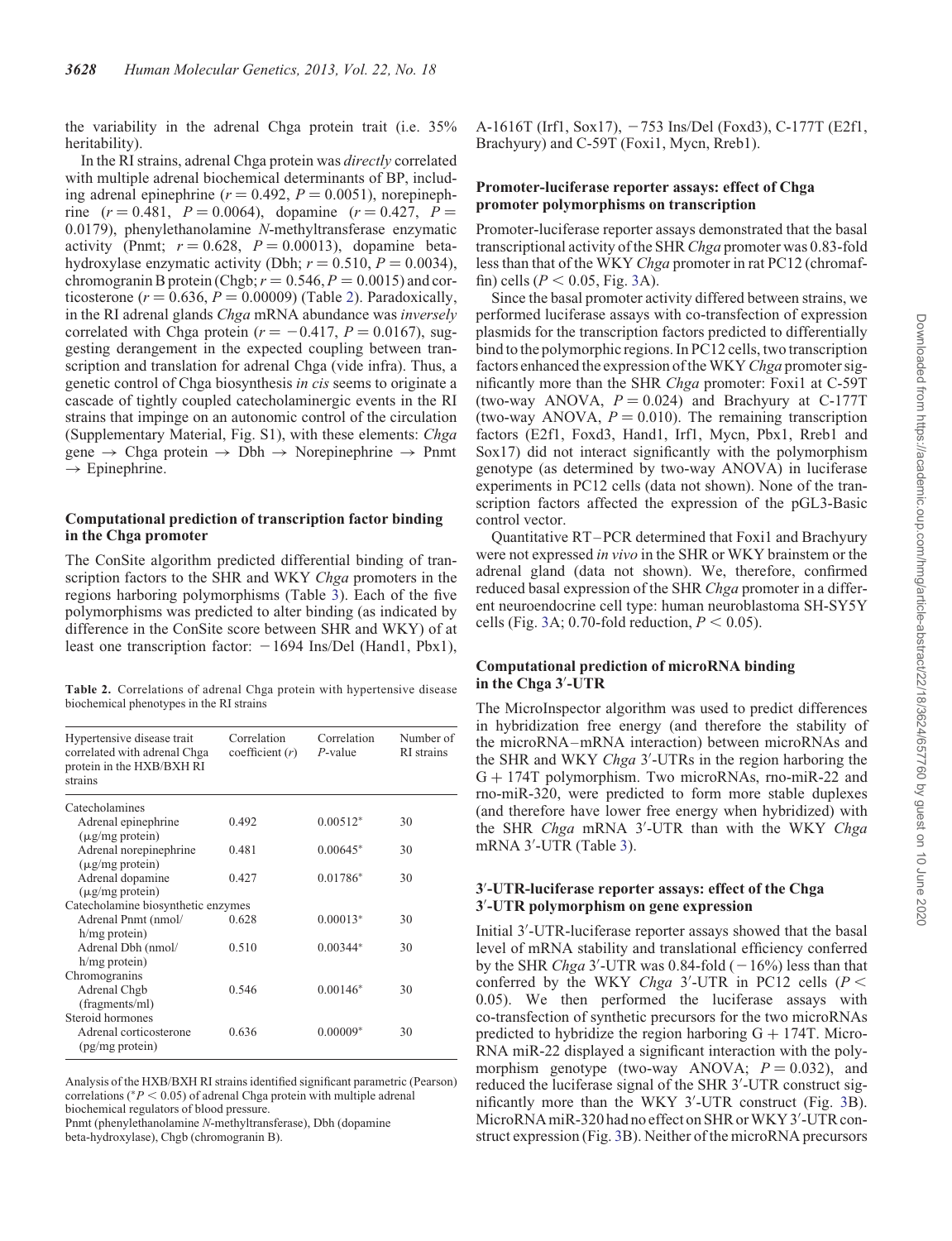the variability in the adrenal Chga protein trait (i.e. 35% heritability).

In the RI strains, adrenal Chga protein was *directly* correlated with multiple adrenal biochemical determinants of BP, including adrenal epinephrine ($r = 0.492$, $P = 0.0051$), norepinephrine ($r = 0.481$, $P = 0.0064$), dopamine ($r = 0.427$, $P = 0.0179$), phenylethanolamine *N*-methyltransferase enzymatic activity (Pnmt; $r = 0.628$, $P = 0.00013$), dopamine beta-hydroxylase enzymatic activity (Dbh; $r = 0.510$, $P = 0.0034$), chromogranin B protein (Chgb; $r = 0.546$, $P = 0.0015$) and corticosterone ($r = 0.636$, $P = 0.00009$) (Table 2). Paradoxically, in the RI adrenal glands *Chga* mRNA abundance was *inversely* correlated with Chga protein ($r = -0.417$, $P = 0.0167$), suggesting derangement in the expected coupling between transcription and translation for adrenal Chga (vide infra). Thus, a genetic control of Chga biosynthesis *in cis* seems to originate a cascade of tightly coupled catecholaminergic events in the RI strains that impinge on an autonomic control of the circulation (Supplementary Material, Fig. S1), with these elements: *Chga* gene → Chga protein → Dbh → Norepinephrine → Pnmt → Epinephrine.

**Table 2.** Correlations of adrenal Chga protein with hypertensive disease biochemical phenotypes in the RI strains

| Hypertensive disease trait correlated with adrenal Chga protein in the HXB/BXH RI strains | Correlation coefficient ($r$) | Correlation $P$-value | Number of RI strains |
|---|---|---|---|
| Catecholamines | | | |
| Adrenal epinephrine (μg/mg protein) | 0.492 | 0.00512* | 30 |
| Adrenal norepinephrine (μg/mg protein) | 0.481 | 0.00645* | 30 |
| Adrenal dopamine (μg/mg protein) | 0.427 | 0.01786* | 30 |
| Catecholamine biosynthetic enzymes | | | |
| Adrenal Pnmt (nmol/h/mg protein) | 0.628 | 0.00013* | 30 |
| Adrenal Dbh (nmol/h/mg protein) | 0.510 | 0.00344* | 30 |
| Chromogranins | | | |
| Adrenal Chgb (fragments/ml) | 0.546 | 0.00146* | 30 |
| Steroid hormones | | | |
| Adrenal corticosterone (pg/mg protein) | 0.636 | 0.00009* | 30 |

Analysis of the HXB/BXH RI strains identified significant parametric (Pearson) correlations (*$P < 0.05$) of adrenal Chga protein with multiple adrenal biochemical regulators of blood pressure.
Pnmt (phenylethanolamine *N*-methyltransferase), Dbh (dopamine beta-hydroxylase), Chgb (chromogranin B).

### Computational prediction of transcription factor binding in the Chga promoter

The ConSite algorithm predicted differential binding of transcription factors to the SHR and WKY *Chga* promoters in the regions harboring polymorphisms (Table 3). Each of the five polymorphisms was predicted to alter binding (as indicated by difference in the ConSite score between SHR and WKY) of at least one transcription factor: −1694 Ins/Del (Hand1, Pbx1), A-1616T (Irf1, Sox17), −753 Ins/Del (Foxd3), C-177T (E2f1, Brachyury) and C-59T (Foxi1, Mycn, Rreb1).

### Promoter-luciferase reporter assays: effect of Chga promoter polymorphisms on transcription

Promoter-luciferase reporter assays demonstrated that the basal transcriptional activity of the SHR *Chga* promoter was 0.83-fold less than that of the WKY *Chga* promoter in rat PC12 (chromaffin) cells ($P < 0.05$, Fig. 3A).

Since the basal promoter activity differed between strains, we performed luciferase assays with co-transfection of expression plasmids for the transcription factors predicted to differentially bind to the polymorphic regions. In PC12 cells, two transcription factors enhanced the expression of the WKY *Chga* promoter significantly more than the SHR *Chga* promoter: Foxi1 at C-59T (two-way ANOVA, $P = 0.024$) and Brachyury at C-177T (two-way ANOVA, $P = 0.010$). The remaining transcription factors (E2f1, Foxd3, Hand1, Irf1, Mycn, Pbx1, Rreb1 and Sox17) did not interact significantly with the polymorphism genotype (as determined by two-way ANOVA) in luciferase experiments in PC12 cells (data not shown). None of the transcription factors affected the expression of the pGL3-Basic control vector.

Quantitative RT–PCR determined that Foxi1 and Brachyury were not expressed *in vivo* in the SHR or WKY brainstem or the adrenal gland (data not shown). We, therefore, confirmed reduced basal expression of the SHR *Chga* promoter in a different neuroendocrine cell type: human neuroblastoma SH-SY5Y cells (Fig. 3A; 0.70-fold reduction, $P < 0.05$).

### Computational prediction of microRNA binding in the Chga 3′-UTR

The MicroInspector algorithm was used to predict differences in hybridization free energy (and therefore the stability of the microRNA–mRNA interaction) between microRNAs and the SHR and WKY *Chga* 3′-UTRs in the region harboring the G + 174T polymorphism. Two microRNAs, rno-miR-22 and rno-miR-320, were predicted to form more stable duplexes (and therefore have lower free energy when hybridized) with the SHR *Chga* mRNA 3′-UTR than with the WKY *Chga* mRNA 3′-UTR (Table 3).

### 3′-UTR-luciferase reporter assays: effect of the Chga 3′-UTR polymorphism on gene expression

Initial 3′-UTR-luciferase reporter assays showed that the basal level of mRNA stability and translational efficiency conferred by the SHR *Chga* 3′-UTR was 0.84-fold (−16%) less than that conferred by the WKY *Chga* 3′-UTR in PC12 cells ($P < 0.05$). We then performed the luciferase assays with co-transfection of synthetic precursors for the two microRNAs predicted to hybridize the region harboring G + 174T. MicroRNA miR-22 displayed a significant interaction with the polymorphism genotype (two-way ANOVA; $P = 0.032$), and reduced the luciferase signal of the SHR 3′-UTR construct significantly more than the WKY 3′-UTR construct (Fig. 3B). MicroRNA miR-320 had no effect on SHR or WKY 3′-UTR construct expression (Fig. 3B). Neither of the microRNA precursors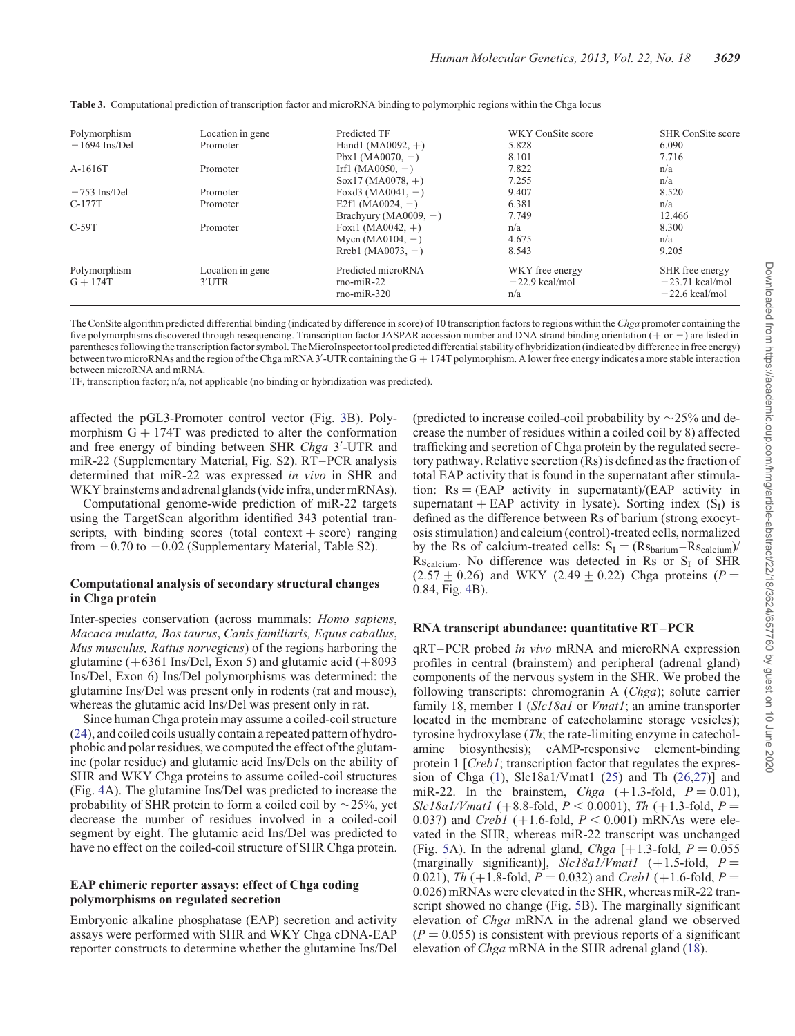**Table 3.** Computational prediction of transcription factor and microRNA binding to polymorphic regions within the Chga locus

| Polymorphism | Location in gene | Predicted TF | WKY ConSite score | SHR ConSite score |
|---|---|---|---|---|
| −1694 Ins/Del | Promoter | Hand1 (MA0092, +) | 5.828 | 6.090 |
| | | Pbx1 (MA0070, −) | 8.101 | 7.716 |
| A-1616T | Promoter | Irf1 (MA0050, −) | 7.822 | n/a |
| | | Sox17 (MA0078, +) | 7.255 | n/a |
| −753 Ins/Del | Promoter | Foxd3 (MA0041, −) | 9.407 | 8.520 |
| C-177T | Promoter | E2f1 (MA0024, −) | 6.381 | n/a |
| | | Brachyury (MA0009, −) | 7.749 | 12.466 |
| C-59T | Promoter | Foxi1 (MA0042, +) | n/a | 8.300 |
| | | Mycn (MA0104, −) | 4.675 | n/a |
| | | Rreb1 (MA0073, −) | 8.543 | 9.205 |
| **Polymorphism** | **Location in gene** | **Predicted microRNA** | **WKY free energy** | **SHR free energy** |
| G + 174T | 3′UTR | rno-miR-22 | −22.9 kcal/mol | −23.71 kcal/mol |
| | | rno-miR-320 | n/a | −22.6 kcal/mol |

The ConSite algorithm predicted differential binding (indicated by difference in score) of 10 transcription factors to regions within the *Chga* promoter containing the five polymorphisms discovered through resequencing. Transcription factor JASPAR accession number and DNA strand binding orientation (+ or −) are listed in parentheses following the transcription factor symbol. The MicroInspector tool predicted differential stability of hybridization (indicated by difference in free energy) between two microRNAs and the region of the Chga mRNA 3′-UTR containing the G + 174T polymorphism. A lower free energy indicates a more stable interaction between microRNA and mRNA.

TF, transcription factor; n/a, not applicable (no binding or hybridization was predicted).

affected the pGL3-Promoter control vector (Fig. 3B). Polymorphism G + 174T was predicted to alter the conformation and free energy of binding between SHR *Chga* 3′-UTR and miR-22 (Supplementary Material, Fig. S2). RT–PCR analysis determined that miR-22 was expressed *in vivo* in SHR and WKY brainstems and adrenal glands (vide infra, under mRNAs).

Computational genome-wide prediction of miR-22 targets using the TargetScan algorithm identified 343 potential transcripts, with binding scores (total context + score) ranging from −0.70 to −0.02 (Supplementary Material, Table S2).

### Computational analysis of secondary structural changes in Chga protein

Inter-species conservation (across mammals: *Homo sapiens*, *Macaca mulatta, Bos taurus*, *Canis familiaris, Equus caballus*, *Mus musculus, Rattus norvegicus*) of the regions harboring the glutamine (+6361 Ins/Del, Exon 5) and glutamic acid (+8093 Ins/Del, Exon 6) Ins/Del polymorphisms was determined: the glutamine Ins/Del was present only in rodents (rat and mouse), whereas the glutamic acid Ins/Del was present only in rat.

Since human Chga protein may assume a coiled-coil structure (24), and coiled coils usually contain a repeated pattern of hydrophobic and polar residues, we computed the effect of the glutamine (polar residue) and glutamic acid Ins/Dels on the ability of SHR and WKY Chga proteins to assume coiled-coil structures (Fig. 4A). The glutamine Ins/Del was predicted to increase the probability of SHR protein to form a coiled coil by ∼25%, yet decrease the number of residues involved in a coiled-coil segment by eight. The glutamic acid Ins/Del was predicted to have no effect on the coiled-coil structure of SHR Chga protein.

### EAP chimeric reporter assays: effect of Chga coding polymorphisms on regulated secretion

Embryonic alkaline phosphatase (EAP) secretion and activity assays were performed with SHR and WKY Chga cDNA-EAP reporter constructs to determine whether the glutamine Ins/Del (predicted to increase coiled-coil probability by ∼25% and decrease the number of residues within a coiled coil by 8) affected trafficking and secretion of Chga protein by the regulated secretory pathway. Relative secretion (Rs) is defined as the fraction of total EAP activity that is found in the supernatant after stimulation: Rs = (EAP activity in supernatant)/(EAP activity in supernatant + EAP activity in lysate). Sorting index ($S_I$) is defined as the difference between Rs of barium (strong exocytosis stimulation) and calcium (control)-treated cells, normalized by the Rs of calcium-treated cells: $S_I = (Rs_{barium} - Rs_{calcium})/Rs_{calcium}$. No difference was detected in Rs or $S_I$ of SHR (2.57 ± 0.26) and WKY (2.49 ± 0.22) Chga proteins ($P = 0.84$, Fig. 4B).

### RNA transcript abundance: quantitative RT–PCR

qRT–PCR probed *in vivo* mRNA and microRNA expression profiles in central (brainstem) and peripheral (adrenal gland) components of the nervous system in the SHR. We probed the following transcripts: chromogranin A (*Chga*); solute carrier family 18, member 1 (*Slc18a1* or *Vmat1*; an amine transporter located in the membrane of catecholamine storage vesicles); tyrosine hydroxylase (*Th*; the rate-limiting enzyme in catecholamine biosynthesis); cAMP-responsive element-binding protein 1 [*Creb1*; transcription factor that regulates the expression of Chga (1), Slc18a1/Vmat1 (25) and Th (26,27)] and miR-22. In the brainstem, *Chga* (+1.3-fold, $P = 0.01$), *Slc18a1/Vmat1* (+8.8-fold, $P < 0.0001$), *Th* (+1.3-fold, $P = 0.037$) and *Creb1* (+1.6-fold, $P < 0.001$) mRNAs were elevated in the SHR, whereas miR-22 transcript was unchanged (Fig. 5A). In the adrenal gland, *Chga* [+1.3-fold, $P = 0.055$ (marginally significant)], *Slc18a1/Vmat1* (+1.5-fold, $P = 0.021$), *Th* (+1.8-fold, $P = 0.032$) and *Creb1* (+1.6-fold, $P = 0.026$) mRNAs were elevated in the SHR, whereas miR-22 transcript showed no change (Fig. 5B). The marginally significant elevation of *Chga* mRNA in the adrenal gland we observed ($P = 0.055$) is consistent with previous reports of a significant elevation of *Chga* mRNA in the SHR adrenal gland (18).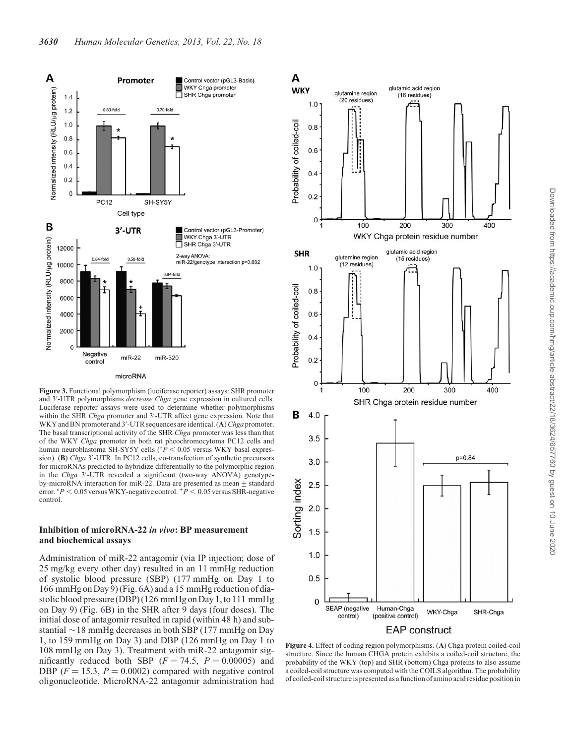**Figure 3.** Functional polymorphism (luciferase reporter) assays: SHR promoter and 3′-UTR polymorphisms *decrease Chga* gene expression in cultured cells. Luciferase reporter assays were used to determine whether polymorphisms within the SHR *Chga* promoter and 3′-UTR affect gene expression. Note that WKY and BN promoter and 3′-UTR sequences are identical. (**A**) *Chga* promoter. The basal transcriptional activity of the SHR *Chga* promoter was less than that of the WKY *Chga* promoter in both rat pheochromocytoma PC12 cells and human neuroblastoma SH-SY5Y cells (*$P < 0.05$ versus WKY basal expression). (**B**) *Chga* 3′-UTR. In PC12 cells, co-transfection of synthetic precursors for microRNAs predicted to hybridize differentially to the polymorphic region in the *Chga* 3′-UTR revealed a significant (two-way ANOVA) genotype-by-microRNA interaction for miR-22. Data are presented as mean ± standard error. *$P < 0.05$ versus WKY-negative control. $^{+}P < 0.05$ versus SHR-negative control.

### Inhibition of microRNA-22 *in vivo*: BP measurement and biochemical assays

Administration of miR-22 antagomir (via IP injection; dose of 25 mg/kg every other day) resulted in an 11 mmHg reduction of systolic blood pressure (SBP) (177 mmHg on Day 1 to 166 mmHg on Day 9) (Fig. 6A) and a 15 mmHg reduction of diastolic blood pressure (DBP) (126 mmHg on Day 1, to 111 mmHg on Day 9) (Fig. 6B) in the SHR after 9 days (four doses). The initial dose of antagomir resulted in rapid (within 48 h) and substantial ~18 mmHg decreases in both SBP (177 mmHg on Day 1, to 159 mmHg on Day 3) and DBP (126 mmHg on Day 1 to 108 mmHg on Day 3). Treatment with miR-22 antagomir significantly reduced both SBP ($F = 74.5$, $P = 0.00005$) and DBP ($F = 15.3$, $P = 0.0002$) compared with negative control oligonucleotide. MicroRNA-22 antagomir administration had

**Figure 4.** Effect of coding region polymorphisms. (**A**) Chga protein coiled-coil structure. Since the human CHGA protein exhibits a coiled-coil structure, the probability of the WKY (top) and SHR (bottom) Chga proteins to also assume a coiled-coil structure was computed with the COILS algorithm. The probability of coiled-coil structure is presented as a function of amino acid residue position in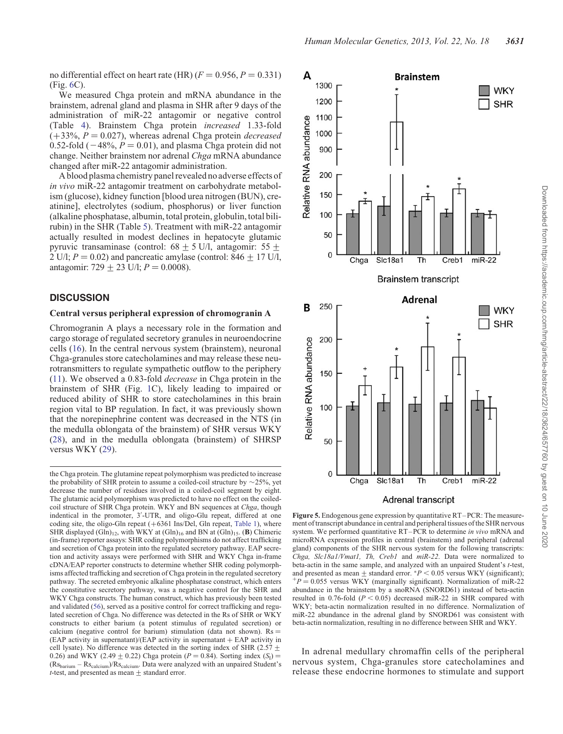no differential effect on heart rate (HR) ($F = 0.956$, $P = 0.331$) (Fig. 6C).

We measured Chga protein and mRNA abundance in the brainstem, adrenal gland and plasma in SHR after 9 days of the administration of miR-22 antagomir or negative control (Table 4). Brainstem Chga protein *increased* 1.33-fold (+33%, $P = 0.027$), whereas adrenal Chga protein *decreased* 0.52-fold (−48%, $P = 0.01$), and plasma Chga protein did not change. Neither brainstem nor adrenal *Chga* mRNA abundance changed after miR-22 antagomir administration.

A blood plasma chemistry panel revealed no adverse effects of *in vivo* miR-22 antagomir treatment on carbohydrate metabolism (glucose), kidney function [blood urea nitrogen (BUN), creatinine], electrolytes (sodium, phosphorus) or liver function (alkaline phosphatase, albumin, total protein, globulin, total bilirubin) in the SHR (Table 5). Treatment with miR-22 antagomir actually resulted in modest declines in hepatocyte glutamic pyruvic transaminase (control: 68 ± 5 U/l, antagomir: 55 ± 2 U/l; $P = 0.02$) and pancreatic amylase (control: 846 ± 17 U/l, antagomir: 729 ± 23 U/l; $P = 0.0008$).

## DISCUSSION

### Central versus peripheral expression of chromogranin A

Chromogranin A plays a necessary role in the formation and cargo storage of regulated secretory granules in neuroendocrine cells (16). In the central nervous system (brainstem), neuronal Chga-granules store catecholamines and may release these neurotransmitters to regulate sympathetic outflow to the periphery (11). We observed a 0.83-fold *decrease* in Chga protein in the brainstem of SHR (Fig. 1C), likely leading to impaired or reduced ability of SHR to store catecholamines in this brain region vital to BP regulation. In fact, it was previously shown that the norepinephrine content was decreased in the NTS (in the medulla oblongata of the brainstem) of SHR versus WKY (28), and in the medulla oblongata (brainstem) of SHRSP versus WKY (29).

In adrenal medullary chromaffin cells of the peripheral nervous system, Chga-granules store catecholamines and release these endocrine hormones to stimulate and support

the Chga protein. The glutamine repeat polymorphism was predicted to increase the probability of SHR protein to assume a coiled-coil structure by ~25%, yet decrease the number of residues involved in a coiled-coil segment by eight. The glutamic acid polymorphism was predicted to have no effect on the coiled-coil structure of SHR Chga protein. WKY and BN sequences at *Chga*, though indentical in the promoter, 3′-UTR, and oligo-Glu repeat, differed at one coding site, the oligo-Gln repeat (+6361 Ins/Del, Gln repeat, Table 1), where SHR displayed $(Gln)_{12}$, with WKY at $(Gln)_{16}$ and BN at $(Gln)_{15}$. (**B**) Chimeric (in-frame) reporter assays: SHR coding polymorphisms do not affect trafficking and secretion of Chga protein into the regulated secretory pathway. EAP secretion and activity assays were performed with SHR and WKY Chga in-frame cDNA/EAP reporter constructs to determine whether SHR coding polymorphisms affected trafficking and secretion of Chga protein in the regulated secretory pathway. The secreted embryonic alkaline phosphatase construct, which enters the constitutive secretory pathway, was a negative control for the SHR and WKY Chga constructs. The human construct, which has previously been tested and validated (56), served as a positive control for correct trafficking and regulated secretion of Chga. No difference was detected in the Rs of SHR or WKY constructs to either barium (a potent stimulus of regulated secretion) or calcium (negative control for barium) stimulation (data not shown). Rs = (EAP activity in supernatant)/(EAP activity in supernatant + EAP activity in cell lysate). No difference was detected in the sorting index (2.57 ± 0.26) and WKY (2.49 ± 0.22) Chga protein ($P = 0.84$). Sorting index $(S_I) = (Rs_{barium} - Rs_{calcium})/Rs_{calcium}$. Data were analyzed with an unpaired Student's *t*-test, and presented as mean ± standard error.

**Figure 5.** Endogenous gene expression by quantitative RT–PCR: The measurement of transcript abundance in central and peripheral tissues of the SHR nervous system. We performed quantitative RT–PCR to determine *in vivo* mRNA and microRNA expression profiles in central (brainstem) and peripheral (adrenal gland) components of the SHR nervous system for the following transcripts: *Chga, Slc18a1/Vmat1, Th, Creb1* and *miR-22*. Data were normalized to beta-actin in the same sample, and analyzed with an unpaired Student's *t*-test, and presented as mean ± standard error. $^{*}P < 0.05$ versus WKY (significant); $^{+}P = 0.055$ versus WKY (marginally significant). Normalization of miR-22 abundance in the brainstem by a snoRNA (SNORD61) instead of beta-actin resulted in 0.76-fold ($P < 0.05$) decreased miR-22 in SHR compared with WKY; beta-actin normalization resulted in no difference. Normalization of miR-22 abundance in the adrenal gland by SNORD61 was consistent with beta-actin normalization, resulting in no difference between SHR and WKY.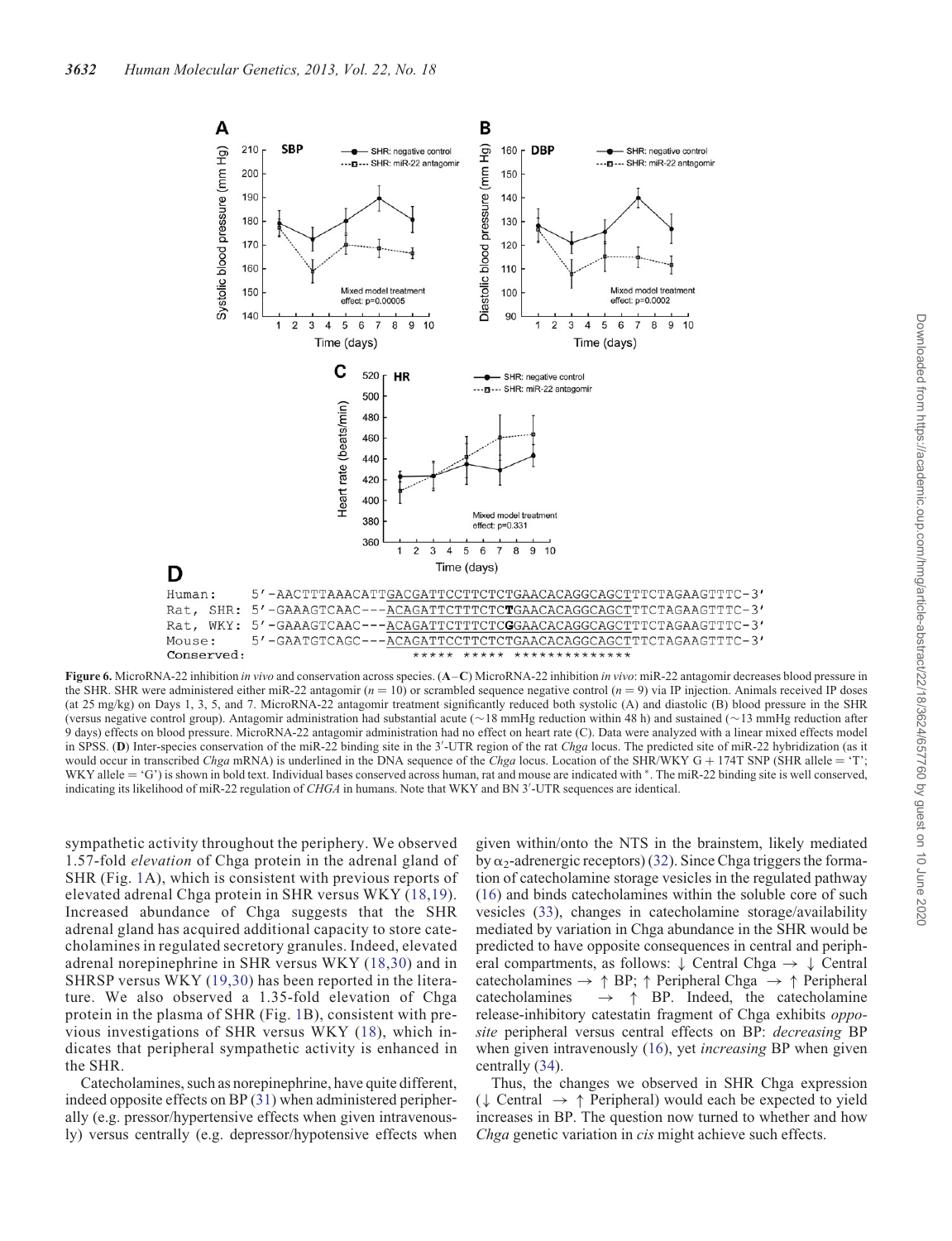**Figure 6.** MicroRNA-22 inhibition *in vivo* and conservation across species. (**A**–**C**) MicroRNA-22 inhibition *in vivo*: miR-22 antagomir decreases blood pressure in the SHR. SHR were administered either miR-22 antagomir ($n = 10$) or scrambled sequence negative control ($n = 9$) via IP injection. Animals received IP doses (at 25 mg/kg) on Days 1, 3, 5, and 7. MicroRNA-22 antagomir treatment significantly reduced both systolic (A) and diastolic (B) blood pressure in the SHR (versus negative control group). Antagomir administration had substantial acute (~18 mmHg reduction within 48 h) and sustained (~13 mmHg reduction after 9 days) effects on blood pressure. MicroRNA-22 antagomir administration had no effect on heart rate (C). Data were analyzed with a linear mixed effects model in SPSS. (**D**) Inter-species conservation of the miR-22 binding site in the 3′-UTR region of the rat *Chga* locus. The predicted site of miR-22 hybridization (as it would occur in transcribed *Chga* mRNA) is underlined in the DNA sequence of the *Chga* locus. Location of the SHR/WKY G + 174T SNP (SHR allele = 'T'; WKY allele = 'G') is shown in bold text. Individual bases conserved across human, rat and mouse are indicated with *. The miR-22 binding site is well conserved, indicating its likelihood of miR-22 regulation of *CHGA* in humans. Note that WKY and BN 3′-UTR sequences are identical.

sympathetic activity throughout the periphery. We observed 1.57-fold *elevation* of Chga protein in the adrenal gland of SHR (Fig. 1A), which is consistent with previous reports of elevated adrenal Chga protein in SHR versus WKY (18,19). Increased abundance of Chga suggests that the SHR adrenal gland has acquired additional capacity to store catecholamines in regulated secretory granules. Indeed, elevated adrenal norepinephrine in SHR versus WKY (18,30) and in SHRSP versus WKY (19,30) has been reported in the literature. We also observed a 1.35-fold elevation of Chga protein in the plasma of SHR (Fig. 1B), consistent with previous investigations of SHR versus WKY (18), which indicates that peripheral sympathetic activity is enhanced in the SHR.

Catecholamines, such as norepinephrine, have quite different, indeed opposite effects on BP (31) when administered peripherally (e.g. pressor/hypertensive effects when given intravenously) versus centrally (e.g. depressor/hypotensive effects when given within/onto the NTS in the brainstem, likely mediated by $\alpha_2$-adrenergic receptors) (32). Since Chga triggers the formation of catecholamine storage vesicles in the regulated pathway (16) and binds catecholamines within the soluble core of such vesicles (33), changes in catecholamine storage/availability mediated by variation in Chga abundance in the SHR would be predicted to have opposite consequences in central and peripheral compartments, as follows: ↓ Central Chga → ↓ Central catecholamines → ↑ BP; ↑ Peripheral Chga → ↑ Peripheral catecholamines → ↑ BP. Indeed, the catecholamine release-inhibitory catestatin fragment of Chga exhibits *opposite* peripheral versus central effects on BP: *decreasing* BP when given intravenously (16), yet *increasing* BP when given centrally (34).

Thus, the changes we observed in SHR Chga expression (↓ Central → ↑ Peripheral) would each be expected to yield increases in BP. The question now turned to whether and how *Chga* genetic variation in *cis* might achieve such effects.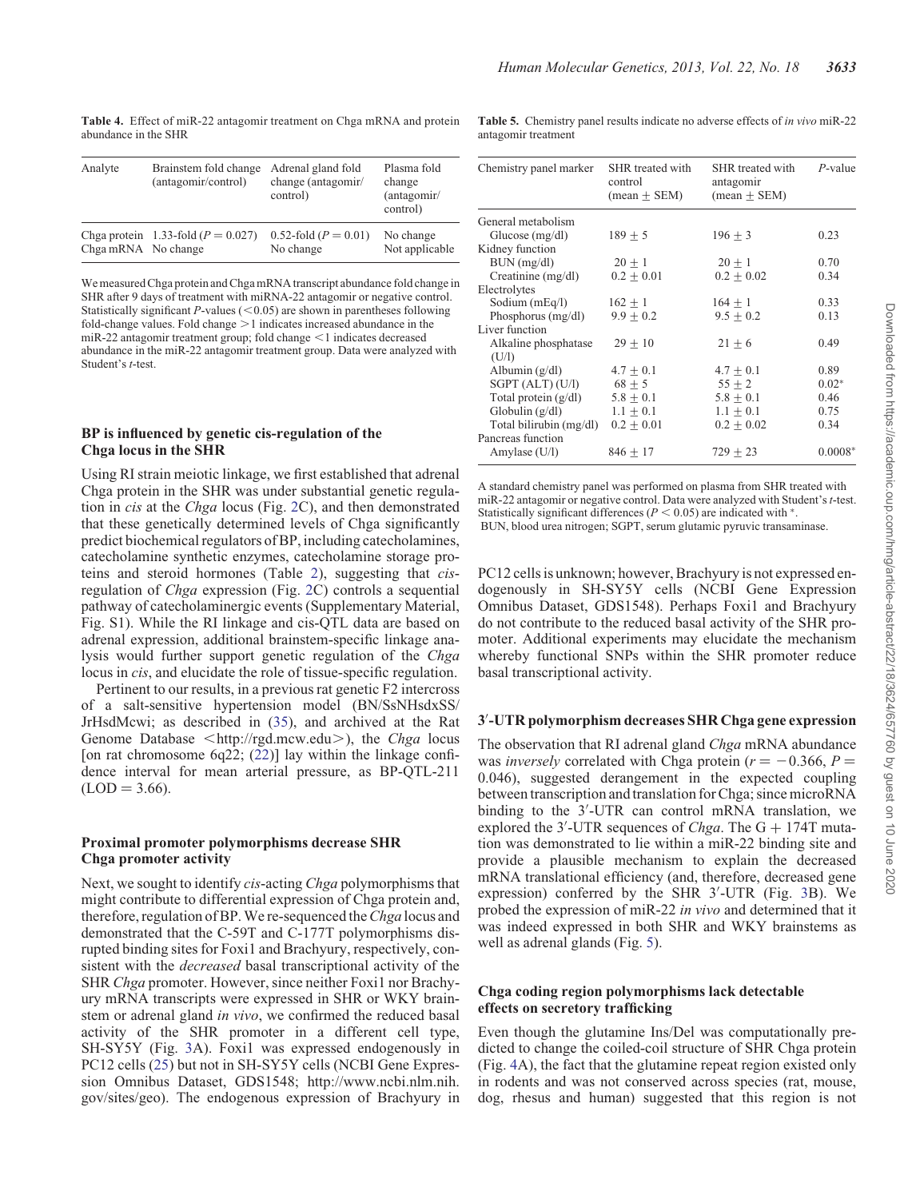**Table 4.** Effect of miR-22 antagomir treatment on Chga mRNA and protein abundance in the SHR

| Analyte | Brainstem fold change (antagomir/control) | Adrenal gland fold change (antagomir/control) | Plasma fold change (antagomir/control) |
|---|---|---|---|
| Chga protein | 1.33-fold ($P = 0.027$) | 0.52-fold ($P = 0.01$) | No change |
| Chga mRNA | No change | No change | Not applicable |

We measured Chga protein and Chga mRNA transcript abundance fold change in SHR after 9 days of treatment with miRNA-22 antagomir or negative control. Statistically significant $P$-values ($<0.05$) are shown in parentheses following fold-change values. Fold change $>1$ indicates increased abundance in the miR-22 antagomir treatment group; fold change $<1$ indicates decreased abundance in the miR-22 antagomir treatment group. Data were analyzed with Student's $t$-test.

**Table 5.** Chemistry panel results indicate no adverse effects of *in vivo* miR-22 antagomir treatment

| Chemistry panel marker | SHR treated with control (mean ± SEM) | SHR treated with antagomir (mean ± SEM) | $P$-value |
|---|---|---|---|
| General metabolism | | | |
| Glucose (mg/dl) | 189 ± 5 | 196 ± 3 | 0.23 |
| Kidney function | | | |
| BUN (mg/dl) | 20 ± 1 | 20 ± 1 | 0.70 |
| Creatinine (mg/dl) | 0.2 ± 0.01 | 0.2 ± 0.02 | 0.34 |
| Electrolytes | | | |
| Sodium (mEq/l) | 162 ± 1 | 164 ± 1 | 0.33 |
| Phosphorus (mg/dl) | 9.9 ± 0.2 | 9.5 ± 0.2 | 0.13 |
| Liver function | | | |
| Alkaline phosphatase (U/l) | 29 ± 10 | 21 ± 6 | 0.49 |
| Albumin (g/dl) | 4.7 ± 0.1 | 4.7 ± 0.1 | 0.89 |
| SGPT (ALT) (U/l) | 68 ± 5 | 55 ± 2 | 0.02* |
| Total protein (g/dl) | 5.8 ± 0.1 | 5.8 ± 0.1 | 0.46 |
| Globulin (g/dl) | 1.1 ± 0.1 | 1.1 ± 0.1 | 0.75 |
| Total bilirubin (mg/dl) | 0.2 ± 0.01 | 0.2 ± 0.02 | 0.34 |
| Pancreas function | | | |
| Amylase (U/l) | 846 ± 17 | 729 ± 23 | 0.0008* |

A standard chemistry panel was performed on plasma from SHR treated with miR-22 antagomir or negative control. Data were analyzed with Student's $t$-test. Statistically significant differences ($P < 0.05$) are indicated with *.
BUN, blood urea nitrogen; SGPT, serum glutamic pyruvic transaminase.

### BP is influenced by genetic cis-regulation of the Chga locus in the SHR

Using RI strain meiotic linkage, we first established that adrenal Chga protein in the SHR was under substantial genetic regulation in *cis* at the *Chga* locus (Fig. 2C), and then demonstrated that these genetically determined levels of Chga significantly predict biochemical regulators of BP, including catecholamines, catecholamine synthetic enzymes, catecholamine storage proteins and steroid hormones (Table 2), suggesting that *cis*-regulation of *Chga* expression (Fig. 2C) controls a sequential pathway of catecholaminergic events (Supplementary Material, Fig. S1). While the RI linkage and cis-QTL data are based on adrenal expression, additional brainstem-specific linkage analysis would further support genetic regulation of the *Chga* locus in *cis*, and elucidate the role of tissue-specific regulation.

Pertinent to our results, in a previous rat genetic F2 intercross of a salt-sensitive hypertension model (BN/SsNHsdxSS/JrHsdMcwi; as described in (35), and archived at the Rat Genome Database <http://rgd.mcw.edu>), the *Chga* locus [on rat chromosome 6q22; (22)] lay within the linkage confidence interval for mean arterial pressure, as BP-QTL-211 (LOD = 3.66).

### Proximal promoter polymorphisms decrease SHR Chga promoter activity

Next, we sought to identify *cis*-acting *Chga* polymorphisms that might contribute to differential expression of Chga protein and, therefore, regulation of BP. We re-sequenced the *Chga* locus and demonstrated that the C-59T and C-177T polymorphisms disrupted binding sites for Foxi1 and Brachyury, respectively, consistent with the *decreased* basal transcriptional activity of the SHR *Chga* promoter. However, since neither Foxi1 nor Brachyury mRNA transcripts were expressed in SHR or WKY brainstem or adrenal gland *in vivo*, we confirmed the reduced basal activity of the SHR promoter in a different cell type, SH-SY5Y (Fig. 3A). Foxi1 was expressed endogenously in PC12 cells (25) but not in SH-SY5Y cells (NCBI Gene Expression Omnibus Dataset, GDS1548; http://www.ncbi.nlm.nih.gov/sites/geo). The endogenous expression of Brachyury in PC12 cells is unknown; however, Brachyury is not expressed endogenously in SH-SY5Y cells (NCBI Gene Expression Omnibus Dataset, GDS1548). Perhaps Foxi1 and Brachyury do not contribute to the reduced basal activity of the SHR promoter. Additional experiments may elucidate the mechanism whereby functional SNPs within the SHR promoter reduce basal transcriptional activity.

### 3′-UTR polymorphism decreases SHR Chga gene expression

The observation that RI adrenal gland *Chga* mRNA abundance was *inversely* correlated with Chga protein ($r = -0.366$, $P = 0.046$), suggested derangement in the expected coupling between transcription and translation for Chga; since microRNA binding to the 3′-UTR can control mRNA translation, we explored the 3′-UTR sequences of *Chga*. The G + 174T mutation was demonstrated to lie within a miR-22 binding site and provide a plausible mechanism to explain the decreased mRNA translational efficiency (and, therefore, decreased gene expression) conferred by the SHR 3′-UTR (Fig. 3B). We probed the expression of miR-22 *in vivo* and determined that it was indeed expressed in both SHR and WKY brainstems as well as adrenal glands (Fig. 5).

### Chga coding region polymorphisms lack detectable effects on secretory trafficking

Even though the glutamine Ins/Del was computationally predicted to change the coiled-coil structure of SHR Chga protein (Fig. 4A), the fact that the glutamine repeat region existed only in rodents and was not conserved across species (rat, mouse, dog, rhesus and human) suggested that this region is not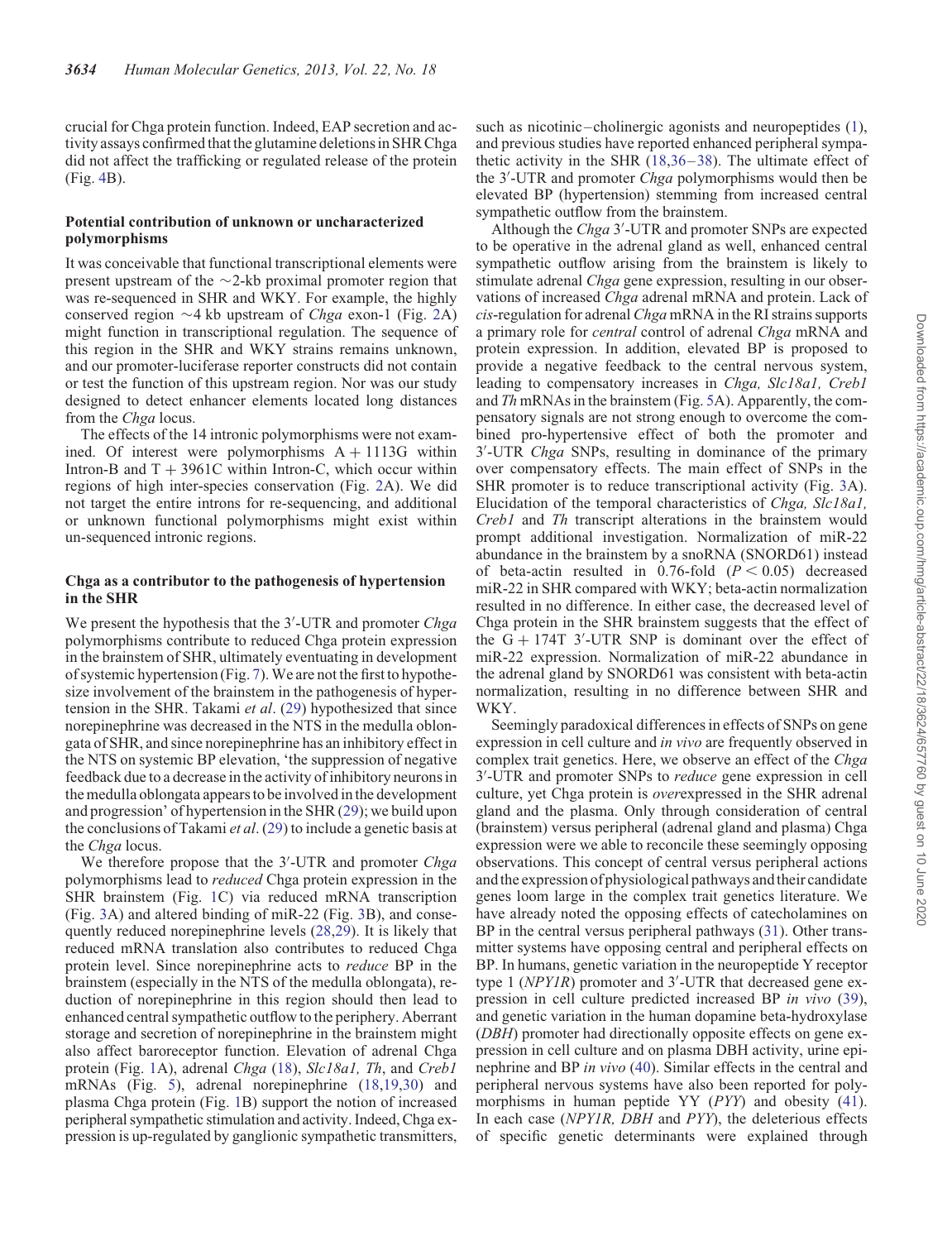crucial for Chga protein function. Indeed, EAP secretion and activity assays confirmed that the glutamine deletions in SHR Chga did not affect the trafficking or regulated release of the protein (Fig. 4B).

### Potential contribution of unknown or uncharacterized polymorphisms

It was conceivable that functional transcriptional elements were present upstream of the ~2-kb proximal promoter region that was re-sequenced in SHR and WKY. For example, the highly conserved region ~4 kb upstream of *Chga* exon-1 (Fig. 2A) might function in transcriptional regulation. The sequence of this region in the SHR and WKY strains remains unknown, and our promoter-luciferase reporter constructs did not contain or test the function of this upstream region. Nor was our study designed to detect enhancer elements located long distances from the *Chga* locus.

The effects of the 14 intronic polymorphisms were not examined. Of interest were polymorphisms A + 1113G within Intron-B and T + 3961C within Intron-C, which occur within regions of high inter-species conservation (Fig. 2A). We did not target the entire introns for re-sequencing, and additional or unknown functional polymorphisms might exist within un-sequenced intronic regions.

### Chga as a contributor to the pathogenesis of hypertension in the SHR

We present the hypothesis that the 3′-UTR and promoter *Chga* polymorphisms contribute to reduced Chga protein expression in the brainstem of SHR, ultimately eventuating in development of systemic hypertension (Fig. 7). We are not the first to hypothesize involvement of the brainstem in the pathogenesis of hypertension in the SHR. Takami *et al*. (29) hypothesized that since norepinephrine was decreased in the NTS in the medulla oblongata of SHR, and since norepinephrine has an inhibitory effect in the NTS on systemic BP elevation, 'the suppression of negative feedback due to a decrease in the activity of inhibitory neurons in the medulla oblongata appears to be involved in the development and progression' of hypertension in the SHR (29); we build upon the conclusions of Takami *et al*. (29) to include a genetic basis at the *Chga* locus.

We therefore propose that the 3′-UTR and promoter *Chga* polymorphisms lead to *reduced* Chga protein expression in the SHR brainstem (Fig. 1C) via reduced mRNA transcription (Fig. 3A) and altered binding of miR-22 (Fig. 3B), and consequently reduced norepinephrine levels (28,29). It is likely that reduced mRNA translation also contributes to reduced Chga protein level. Since norepinephrine acts to *reduce* BP in the brainstem (especially in the NTS of the medulla oblongata), reduction of norepinephrine in this region should then lead to enhanced central sympathetic outflow to the periphery. Aberrant storage and secretion of norepinephrine in the brainstem might also affect baroreceptor function. Elevation of adrenal Chga protein (Fig. 1A), adrenal *Chga* (18), *Slc18a1, Th*, and *Creb1* mRNAs (Fig. 5), adrenal norepinephrine (18,19,30) and plasma Chga protein (Fig. 1B) support the notion of increased peripheral sympathetic stimulation and activity. Indeed, Chga expression is up-regulated by ganglionic sympathetic transmitters, such as nicotinic–cholinergic agonists and neuropeptides (1), and previous studies have reported enhanced peripheral sympathetic activity in the SHR (18,36–38). The ultimate effect of the 3′-UTR and promoter *Chga* polymorphisms would then be elevated BP (hypertension) stemming from increased central sympathetic outflow from the brainstem.

Although the *Chga* 3′-UTR and promoter SNPs are expected to be operative in the adrenal gland as well, enhanced central sympathetic outflow arising from the brainstem is likely to stimulate adrenal *Chga* gene expression, resulting in our observations of increased *Chga* adrenal mRNA and protein. Lack of *cis*-regulation for adrenal *Chga* mRNA in the RI strains supports a primary role for *central* control of adrenal *Chga* mRNA and protein expression. In addition, elevated BP is proposed to provide a negative feedback to the central nervous system, leading to compensatory increases in *Chga, Slc18a1, Creb1* and *Th* mRNAs in the brainstem (Fig. 5A). Apparently, the compensatory signals are not strong enough to overcome the combined pro-hypertensive effect of both the promoter and 3′-UTR *Chga* SNPs, resulting in dominance of the primary over compensatory effects. The main effect of SNPs in the SHR promoter is to reduce transcriptional activity (Fig. 3A). Elucidation of the temporal characteristics of *Chga, Slc18a1, Creb1* and *Th* transcript alterations in the brainstem would prompt additional investigation. Normalization of miR-22 abundance in the brainstem by a snoRNA (SNORD61) instead of beta-actin resulted in 0.76-fold ($P < 0.05$) decreased miR-22 in SHR compared with WKY; beta-actin normalization resulted in no difference. In either case, the decreased level of Chga protein in the SHR brainstem suggests that the effect of the G + 174T 3′-UTR SNP is dominant over the effect of miR-22 expression. Normalization of miR-22 abundance in the adrenal gland by SNORD61 was consistent with beta-actin normalization, resulting in no difference between SHR and WKY.

Seemingly paradoxical differences in effects of SNPs on gene expression in cell culture and *in vivo* are frequently observed in complex trait genetics. Here, we observe an effect of the *Chga* 3′-UTR and promoter SNPs to *reduce* gene expression in cell culture, yet Chga protein is *over*expressed in the SHR adrenal gland and the plasma. Only through consideration of central (brainstem) versus peripheral (adrenal gland and plasma) Chga expression were we able to reconcile these seemingly opposing observations. This concept of central versus peripheral actions and the expression of physiological pathways and their candidate genes loom large in the complex trait genetics literature. We have already noted the opposing effects of catecholamines on BP in the central versus peripheral pathways (31). Other transmitter systems have opposing central and peripheral effects on BP. In humans, genetic variation in the neuropeptide Y receptor type 1 (*NPY1R*) promoter and 3′-UTR that decreased gene expression in cell culture predicted increased BP *in vivo* (39), and genetic variation in the human dopamine beta-hydroxylase (*DBH*) promoter had directionally opposite effects on gene expression in cell culture and on plasma DBH activity, urine epinephrine and BP *in vivo* (40). Similar effects in the central and peripheral nervous systems have also been reported for polymorphisms in human peptide YY (*PYY*) and obesity (41). In each case (*NPY1R, DBH* and *PYY*), the deleterious effects of specific genetic determinants were explained through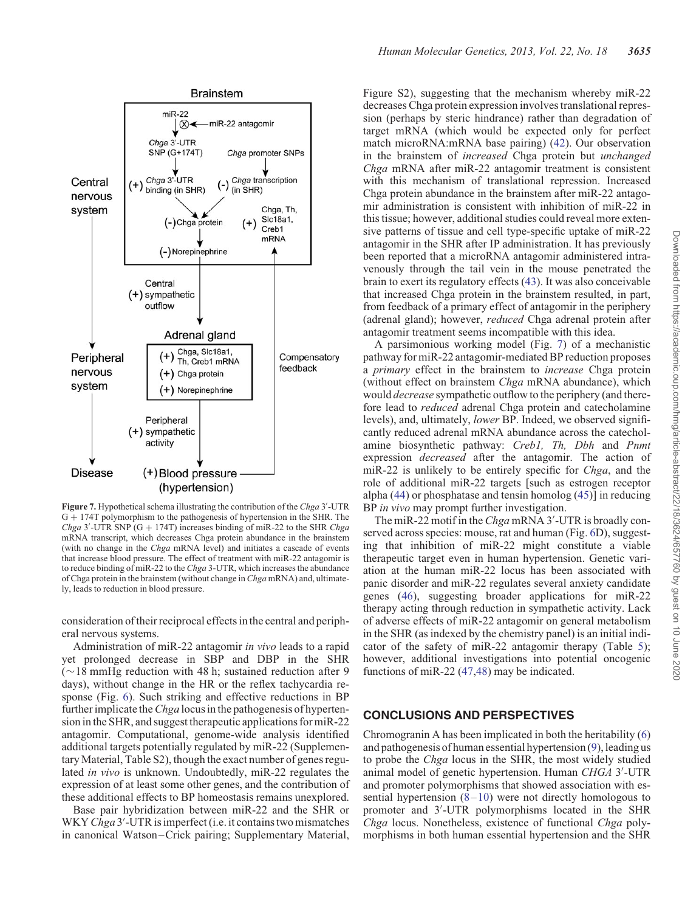Figure 7. Hypothetical schema illustrating the contribution of the *Chga* 3′-UTR G + 174T polymorphism to the pathogenesis of hypertension in the SHR. The *Chga* 3′-UTR SNP (G + 174T) increases binding of miR-22 to the SHR *Chga* mRNA transcript, which decreases Chga protein abundance in the brainstem (with no change in the *Chga* mRNA level) and initiates a cascade of events that increase blood pressure. The effect of treatment with miR-22 antagomir is to reduce binding of miR-22 to the *Chga* 3-UTR, which increases the abundance of Chga protein in the brainstem (without change in *Chga* mRNA) and, ultimately, leads to reduction in blood pressure.

consideration of their reciprocal effects in the central and peripheral nervous systems.

Administration of miR-22 antagomir *in vivo* leads to a rapid yet prolonged decrease in SBP and DBP in the SHR (~18 mmHg reduction with 48 h; sustained reduction after 9 days), without change in the HR or the reflex tachycardia response (Fig. 6). Such striking and effective reductions in BP further implicate the *Chga* locus in the pathogenesis of hypertension in the SHR, and suggest therapeutic applications for miR-22 antagomir. Computational, genome-wide analysis identified additional targets potentially regulated by miR-22 (Supplementary Material, Table S2), though the exact number of genes regulated *in vivo* is unknown. Undoubtedly, miR-22 regulates the expression of at least some other genes, and the contribution of these additional effects to BP homeostasis remains unexplored.

Base pair hybridization between miR-22 and the SHR or WKY *Chga* 3′-UTR is imperfect (i.e. it contains two mismatches in canonical Watson–Crick pairing; Supplementary Material, Figure S2), suggesting that the mechanism whereby miR-22 decreases Chga protein expression involves translational repression (perhaps by steric hindrance) rather than degradation of target mRNA (which would be expected only for perfect match microRNA:mRNA base pairing) (42). Our observation in the brainstem of *increased* Chga protein but *unchanged* *Chga* mRNA after miR-22 antagomir treatment is consistent with this mechanism of translational repression. Increased Chga protein abundance in the brainstem after miR-22 antagomir administration is consistent with inhibition of miR-22 in this tissue; however, additional studies could reveal more extensive patterns of tissue and cell type-specific uptake of miR-22 antagomir in the SHR after IP administration. It has previously been reported that a microRNA antagomir administered intravenously through the tail vein in the mouse penetrated the brain to exert its regulatory effects (43). It was also conceivable that increased Chga protein in the brainstem resulted, in part, from feedback of a primary effect of antagomir in the periphery (adrenal gland); however, *reduced* Chga adrenal protein after antagomir treatment seems incompatible with this idea.

A parsimonious working model (Fig. 7) of a mechanistic pathway for miR-22 antagomir-mediated BP reduction proposes a *primary* effect in the brainstem to *increase* Chga protein (without effect on brainstem *Chga* mRNA abundance), which would *decrease* sympathetic outflow to the periphery (and therefore lead to *reduced* adrenal Chga protein and catecholamine levels), and, ultimately, *lower* BP. Indeed, we observed significantly reduced adrenal mRNA abundance across the catecholamine biosynthetic pathway: *Creb1, Th, Dbh* and *Pnmt* expression *decreased* after the antagomir. The action of miR-22 is unlikely to be entirely specific for *Chga*, and the role of additional miR-22 targets [such as estrogen receptor alpha (44) or phosphatase and tensin homolog (45)] in reducing BP *in vivo* may prompt further investigation.

The miR-22 motif in the *Chga* mRNA 3′-UTR is broadly conserved across species: mouse, rat and human (Fig. 6D), suggesting that inhibition of miR-22 might constitute a viable therapeutic target even in human hypertension. Genetic variation at the human miR-22 locus has been associated with panic disorder and miR-22 regulates several anxiety candidate genes (46), suggesting broader applications for miR-22 therapy acting through reduction in sympathetic activity. Lack of adverse effects of miR-22 antagomir on general metabolism in the SHR (as indexed by the chemistry panel) is an initial indicator of the safety of miR-22 antagomir therapy (Table 5); however, additional investigations into potential oncogenic functions of miR-22 (47,48) may be indicated.

## CONCLUSIONS AND PERSPECTIVES

Chromogranin A has been implicated in both the heritability (6) and pathogenesis of human essential hypertension (9), leading us to probe the *Chga* locus in the SHR, the most widely studied animal model of genetic hypertension. Human *CHGA* 3′-UTR and promoter polymorphisms that showed association with essential hypertension (8–10) were not directly homologous to promoter and 3′-UTR polymorphisms located in the SHR *Chga* locus. Nonetheless, existence of functional *Chga* polymorphisms in both human essential hypertension and the SHR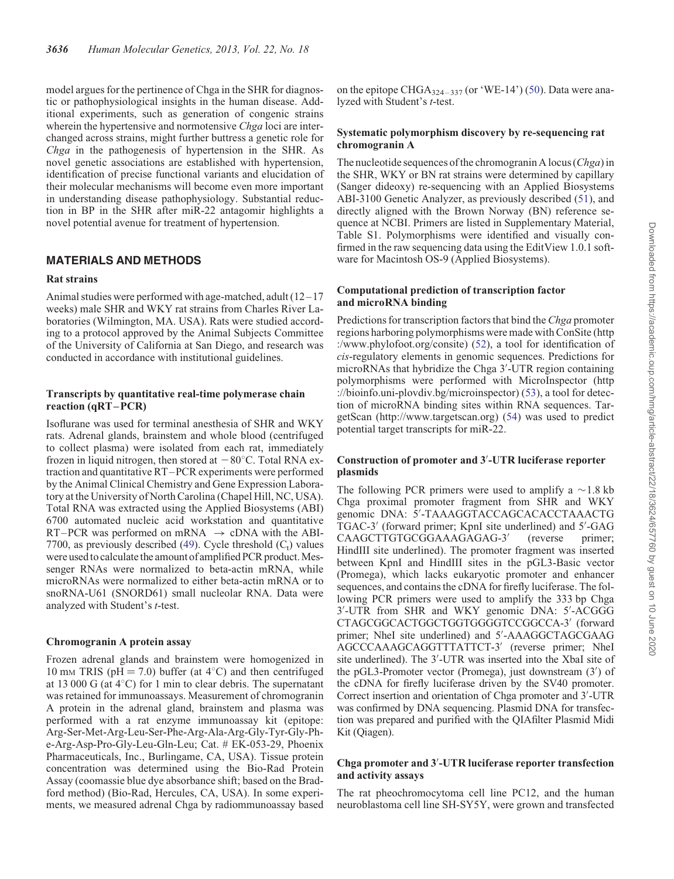model argues for the pertinence of Chga in the SHR for diagnostic or pathophysiological insights in the human disease. Additional experiments, such as generation of congenic strains wherein the hypertensive and normotensive *Chga* loci are interchanged across strains, might further buttress a genetic role for *Chga* in the pathogenesis of hypertension in the SHR. As novel genetic associations are established with hypertension, identification of precise functional variants and elucidation of their molecular mechanisms will become even more important in understanding disease pathophysiology. Substantial reduction in BP in the SHR after miR-22 antagomir highlights a novel potential avenue for treatment of hypertension.

## MATERIALS AND METHODS

### Rat strains

Animal studies were performed with age-matched, adult (12–17 weeks) male SHR and WKY rat strains from Charles River Laboratories (Wilmington, MA. USA). Rats were studied according to a protocol approved by the Animal Subjects Committee of the University of California at San Diego, and research was conducted in accordance with institutional guidelines.

### Transcripts by quantitative real-time polymerase chain reaction (qRT–PCR)

Isoflurane was used for terminal anesthesia of SHR and WKY rats. Adrenal glands, brainstem and whole blood (centrifuged to collect plasma) were isolated from each rat, immediately frozen in liquid nitrogen, then stored at −80°C. Total RNA extraction and quantitative RT–PCR experiments were performed by the Animal Clinical Chemistry and Gene Expression Laboratory at the University of North Carolina (Chapel Hill, NC, USA). Total RNA was extracted using the Applied Biosystems (ABI) 6700 automated nucleic acid workstation and quantitative RT–PCR was performed on mRNA → cDNA with the ABI-7700, as previously described (49). Cycle threshold ($C_t$) values were used to calculate the amount of amplified PCR product. Messenger RNAs were normalized to beta-actin mRNA, while microRNAs were normalized to either beta-actin mRNA or to snoRNA-U61 (SNORD61) small nucleolar RNA. Data were analyzed with Student's *t*-test.

### Chromogranin A protein assay

Frozen adrenal glands and brainstem were homogenized in 10 mM TRIS (pH = 7.0) buffer (at 4°C) and then centrifuged at 13 000 G (at 4°C) for 1 min to clear debris. The supernatant was retained for immunoassays. Measurement of chromogranin A protein in the adrenal gland, brainstem and plasma was performed with a rat enzyme immunoassay kit (epitope: Arg-Ser-Met-Arg-Leu-Ser-Phe-Arg-Ala-Arg-Gly-Tyr-Gly-Phe-Arg-Asp-Pro-Gly-Leu-Gln-Leu; Cat. # EK-053-29, Phoenix Pharmaceuticals, Inc., Burlingame, CA, USA). Tissue protein concentration was determined using the Bio-Rad Protein Assay (coomassie blue dye absorbance shift; based on the Bradford method) (Bio-Rad, Hercules, CA, USA). In some experiments, we measured adrenal Chga by radiommunoassay based on the epitope $CHGA_{324-337}$ (or 'WE-14') (50). Data were analyzed with Student's *t*-test.

### Systematic polymorphism discovery by re-sequencing rat chromogranin A

The nucleotide sequences of the chromogranin A locus (*Chga*) in the SHR, WKY or BN rat strains were determined by capillary (Sanger dideoxy) re-sequencing with an Applied Biosystems ABI-3100 Genetic Analyzer, as previously described (51), and directly aligned with the Brown Norway (BN) reference sequence at NCBI. Primers are listed in Supplementary Material, Table S1. Polymorphisms were identified and visually confirmed in the raw sequencing data using the EditView 1.0.1 software for Macintosh OS-9 (Applied Biosystems).

### Computational prediction of transcription factor and microRNA binding

Predictions for transcription factors that bind the *Chga* promoter regions harboring polymorphisms were made with ConSite (http://www.phylofoot.org/consite) (52), a tool for identification of *cis*-regulatory elements in genomic sequences. Predictions for microRNAs that hybridize the Chga 3′-UTR region containing polymorphisms were performed with MicroInspector (http://bioinfo.uni-plovdiv.bg/microinspector) (53), a tool for detection of microRNA binding sites within RNA sequences. TargetScan (http://www.targetscan.org) (54) was used to predict potential target transcripts for miR-22.

### Construction of promoter and 3′-UTR luciferase reporter plasmids

The following PCR primers were used to amplify a ∼1.8 kb Chga proximal promoter fragment from SHR and WKY genomic DNA: 5′-TAAAGGTACCAGCACACCTAAACTGTGAC-3′ (forward primer; KpnI site underlined) and 5′-GAGCAAGCTTGTGCGGAAAGAGAG-3′ (reverse primer; HindIII site underlined). The promoter fragment was inserted between KpnI and HindIII sites in the pGL3-Basic vector (Promega), which lacks eukaryotic promoter and enhancer sequences, and contains the cDNA for firefly luciferase. The following PCR primers were used to amplify the 333 bp Chga 3′-UTR from SHR and WKY genomic DNA: 5′-ACGGGCTAGCGGCACTGGCTGGTGGGGTCCGGCCA-3′ (forward primer; NheI site underlined) and 5′-AAAGGCTAGCGAAGAGCCCAAAGCAGGTTTATTCT-3′ (reverse primer; NheI site underlined). The 3′-UTR was inserted into the XbaI site of the pGL3-Promoter vector (Promega), just downstream (3′) of the cDNA for firefly luciferase driven by the SV40 promoter. Correct insertion and orientation of Chga promoter and 3′-UTR was confirmed by DNA sequencing. Plasmid DNA for transfection was prepared and purified with the QIAfilter Plasmid Midi Kit (Qiagen).

### Chga promoter and 3′-UTR luciferase reporter transfection and activity assays

The rat pheochromocytoma cell line PC12, and the human neuroblastoma cell line SH-SY5Y, were grown and transfected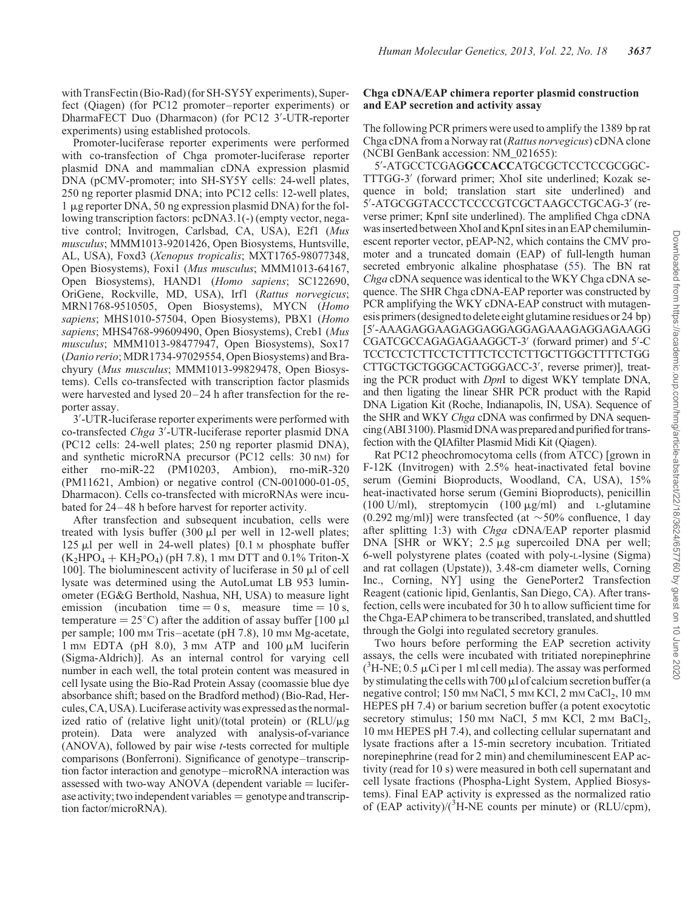with TransFectin (Bio-Rad) (for SH-SY5Y experiments), Superfect (Qiagen) (for PC12 promoter–reporter experiments) or DharmaFECT Duo (Dharmacon) (for PC12 3′-UTR-reporter experiments) using established protocols.

Promoter-luciferase reporter experiments were performed with co-transfection of Chga promoter-luciferase reporter plasmid DNA and mammalian cDNA expression plasmid DNA (pCMV-promoter; into SH-SY5Y cells: 24-well plates, 250 ng reporter plasmid DNA; into PC12 cells: 12-well plates, 1 µg reporter DNA, 50 ng expression plasmid DNA) for the following transcription factors: pcDNA3.1(-) (empty vector, negative control; Invitrogen, Carlsbad, CA, USA), E2f1 (*Mus musculus*; MMM1013-9201426, Open Biosystems, Huntsville, AL, USA), Foxd3 (*Xenopus tropicalis*; MXT1765-98077348, Open Biosystems), Foxi1 (*Mus musculus*; MMM1013-64167, Open Biosystems), HAND1 (*Homo sapiens*; SC122690, OriGene, Rockville, MD, USA), Irf1 (*Rattus norvegicus*; MRN1768-9510505, Open Biosystems), MYCN (*Homo sapiens*; MHS1010-57504, Open Biosystems), PBX1 (*Homo sapiens*; MHS4768-99609490, Open Biosystems), Creb1 (*Mus musculus*; MMM1013-98477947, Open Biosystems), Sox17 (*Danio rerio*; MDR1734-97029554, Open Biosystems) and Brachyury (*Mus musculus*; MMM1013-99829478, Open Biosystems). Cells co-transfected with transcription factor plasmids were harvested and lysed 20–24 h after transfection for the reporter assay.

3′-UTR-luciferase reporter experiments were performed with co-transfected *Chga* 3′-UTR-luciferase reporter plasmid DNA (PC12 cells: 24-well plates; 250 ng reporter plasmid DNA), and synthetic microRNA precursor (PC12 cells: 30 nM) for either rno-miR-22 (PM10203, Ambion), rno-miR-320 (PM11621, Ambion) or negative control (CN-001000-01-05, Dharmacon). Cells co-transfected with microRNAs were incubated for 24–48 h before harvest for reporter activity.

After transfection and subsequent incubation, cells were treated with lysis buffer (300 µl per well in 12-well plates; 125 µl per well in 24-well plates) [0.1 M phosphate buffer ($K_2HPO_4$ + $KH_2PO_4$) (pH 7.8), 1 mM DTT and 0.1% Triton-X 100]. The bioluminescent activity of luciferase in 50 µl of cell lysate was determined using the AutoLumat LB 953 luminometer (EG&G Berthold, Nashua, NH, USA) to measure light emission (incubation time = 0 s, measure time = 10 s, temperature = 25°C) after the addition of assay buffer [100 µl per sample; 100 mM Tris–acetate (pH 7.8), 10 mM Mg-acetate, 1 mM EDTA (pH 8.0), 3 mM ATP and 100 µM luciferin (Sigma-Aldrich)]. As an internal control for varying cell number in each well, the total protein content was measured in cell lysate using the Bio-Rad Protein Assay (coomassie blue dye absorbance shift; based on the Bradford method) (Bio-Rad, Hercules, CA, USA). Luciferase activity was expressed as the normalized ratio of (relative light unit)/(total protein) or (RLU/µg protein). Data were analyzed with analysis-of-variance (ANOVA), followed by pair wise *t*-tests corrected for multiple comparisons (Bonferroni). Significance of genotype–transcription factor interaction and genotype–microRNA interaction was assessed with two-way ANOVA (dependent variable = luciferase activity; two independent variables = genotype and transcription factor/microRNA).

### Chga cDNA/EAP chimera reporter plasmid construction and EAP secretion and activity assay

The following PCR primers were used to amplify the 1389 bp rat Chga cDNA from a Norway rat (*Rattus norvegicus*) cDNA clone (NCBI GenBank accession: NM_021655):

5′-ATGCCTCGAG**GCCACC**ATGCGCTCCTCCGCGGCTTTGG-3′ (forward primer; XhoI site underlined; Kozak sequence in bold; translation start site underlined) and 5′-ATGCGGTACCCTCCCCGTCGCTAAGCCTGCAG-3′ (reverse primer; KpnI site underlined). The amplified Chga cDNA was inserted between XhoI and KpnI sites in an EAP chemiluminescent reporter vector, pEAP-N2, which contains the CMV promoter and a truncated domain (EAP) of full-length human secreted embryonic alkaline phosphatase (55). The BN rat *Chga* cDNA sequence was identical to the WKY Chga cDNA sequence. The SHR Chga cDNA-EAP reporter was constructed by PCR amplifying the WKY cDNA-EAP construct with mutagenesis primers (designed to delete eight glutamine residues or 24 bp) [5′-AAAGAGGAAGAGGAGGAGGAGGAGAAAGAGGAGAAGGCGATCGCCAGAGAGAAGGCT-3′ (forward primer) and 5′-CTCCTCCTCTTCCTCTTTCTCCTCTTGCTTGGCTTTTCTGGCTTGCTGCTGGGCACTGGGACC-3′, reverse primer)], treating the PCR product with *Dpn*I to digest WKY template DNA, and then ligating the linear SHR PCR product with the Rapid DNA Ligation Kit (Roche, Indianapolis, IN, USA). Sequence of the SHR and WKY *Chga* cDNA was confirmed by DNA sequencing (ABI 3100). Plasmid DNA was prepared and purified for transfection with the QIAfilter Plasmid Midi Kit (Qiagen).

Rat PC12 pheochromocytoma cells (from ATCC) [grown in F-12K (Invitrogen) with 2.5% heat-inactivated fetal bovine serum (Gemini Bioproducts, Woodland, CA, USA), 15% heat-inactivated horse serum (Gemini Bioproducts), penicillin (100 U/ml), streptomycin (100 µg/ml) and L-glutamine (0.292 mg/ml)] were transfected (at ~50% confluence, 1 day after splitting 1:3) with *Chga* cDNA/EAP reporter plasmid DNA [SHR or WKY; 2.5 µg supercoiled DNA per well; 6-well polystyrene plates (coated with poly-L-lysine (Sigma) and rat collagen (Upstate)), 3.48-cm diameter wells, Corning Inc., Corning, NY] using the GenePorter2 Transfection Reagent (cationic lipid, Genlantis, San Diego, CA). After transfection, cells were incubated for 30 h to allow sufficient time for the Chga-EAP chimera to be transcribed, translated, and shuttled through the Golgi into regulated secretory granules.

Two hours before performing the EAP secretion activity assays, the cells were incubated with tritiated norepinephrine ($^3$H-NE; 0.5 µCi per 1 ml cell media). The assay was performed by stimulating the cells with 700 µl of calcium secretion buffer (a negative control; 150 mM NaCl, 5 mM KCl, 2 mM $CaCl_2$, 10 mM HEPES pH 7.4) or barium secretion buffer (a potent exocytotic secretory stimulus; 150 mM NaCl, 5 mM KCl, 2 mM $BaCl_2$, 10 mM HEPES pH 7.4), and collecting cellular supernatant and lysate fractions after a 15-min secretory incubation. Tritiated norepinephrine (read for 2 min) and chemiluminescent EAP activity (read for 10 s) were measured in both cell supernatant and cell lysate fractions (Phospha-Light System, Applied Biosystems). Final EAP activity is expressed as the normalized ratio of (EAP activity)/($^3$H-NE counts per minute) or (RLU/cpm),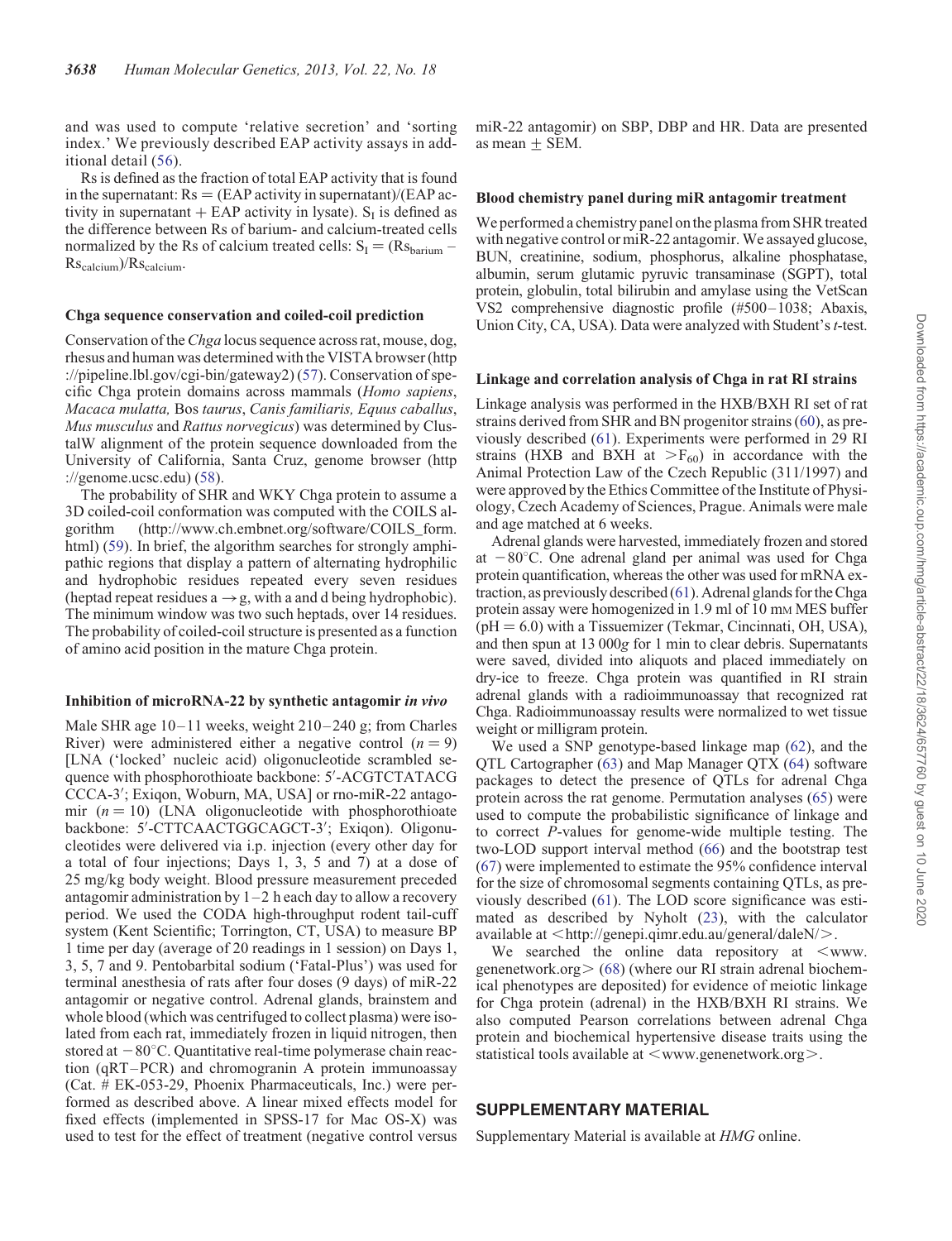and was used to compute 'relative secretion' and 'sorting index.' We previously described EAP activity assays in additional detail (56).

Rs is defined as the fraction of total EAP activity that is found in the supernatant: Rs = (EAP activity in supernatant)/(EAP activity in supernatant + EAP activity in lysate). $S_I$ is defined as the difference between Rs of barium- and calcium-treated cells normalized by the Rs of calcium treated cells: $S_I = (Rs_{barium} - Rs_{calcium})/Rs_{calcium}$.

#### Chga sequence conservation and coiled-coil prediction

Conservation of the *Chga* locus sequence across rat, mouse, dog, rhesus and human was determined with the VISTA browser (http://pipeline.lbl.gov/cgi-bin/gateway2) (57). Conservation of specific Chga protein domains across mammals (*Homo sapiens*, *Macaca mulatta,* Bos *taurus*, *Canis familiaris, Equus caballus*, *Mus musculus* and *Rattus norvegicus*) was determined by ClustalW alignment of the protein sequence downloaded from the University of California, Santa Cruz, genome browser (http://genome.ucsc.edu) (58).

The probability of SHR and WKY Chga protein to assume a 3D coiled-coil conformation was computed with the COILS algorithm (http://www.ch.embnet.org/software/COILS_form.html) (59). In brief, the algorithm searches for strongly amphipathic regions that display a pattern of alternating hydrophilic and hydrophobic residues repeated every seven residues (heptad repeat residues a → g, with a and d being hydrophobic). The minimum window was two such heptads, over 14 residues. The probability of coiled-coil structure is presented as a function of amino acid position in the mature Chga protein.

#### Inhibition of microRNA-22 by synthetic antagomir *in vivo*

Male SHR age 10–11 weeks, weight 210–240 g; from Charles River) were administered either a negative control ($n = 9$) [LNA ('locked' nucleic acid) oligonucleotide scrambled sequence with phosphorothioate backbone: 5′-ACGTCTATACGCCCA-3′; Exiqon, Woburn, MA, USA] or rno-miR-22 antagomir ($n = 10$) (LNA oligonucleotide with phosphorothioate backbone: 5′-CTTCAACTGGCAGCT-3′; Exiqon). Oligonucleotides were delivered via i.p. injection (every other day for a total of four injections; Days 1, 3, 5 and 7) at a dose of 25 mg/kg body weight. Blood pressure measurement preceded antagomir administration by 1–2 h each day to allow a recovery period. We used the CODA high-throughput rodent tail-cuff system (Kent Scientific; Torrington, CT, USA) to measure BP 1 time per day (average of 20 readings in 1 session) on Days 1, 3, 5, 7 and 9. Pentobarbital sodium ('Fatal-Plus') was used for terminal anesthesia of rats after four doses (9 days) of miR-22 antagomir or negative control. Adrenal glands, brainstem and whole blood (which was centrifuged to collect plasma) were isolated from each rat, immediately frozen in liquid nitrogen, then stored at −80°C. Quantitative real-time polymerase chain reaction (qRT–PCR) and chromogranin A protein immunoassay (Cat. # EK-053-29, Phoenix Pharmaceuticals, Inc.) were performed as described above. A linear mixed effects model for fixed effects (implemented in SPSS-17 for Mac OS-X) was used to test for the effect of treatment (negative control versus miR-22 antagomir) on SBP, DBP and HR. Data are presented as mean ± SEM.

#### Blood chemistry panel during miR antagomir treatment

We performed a chemistry panel on the plasma from SHR treated with negative control or miR-22 antagomir. We assayed glucose, BUN, creatinine, sodium, phosphorus, alkaline phosphatase, albumin, serum glutamic pyruvic transaminase (SGPT), total protein, globulin, total bilirubin and amylase using the VetScan VS2 comprehensive diagnostic profile (#500–1038; Abaxis, Union City, CA, USA). Data were analyzed with Student's *t*-test.

#### Linkage and correlation analysis of Chga in rat RI strains

Linkage analysis was performed in the HXB/BXH RI set of rat strains derived from SHR and BN progenitor strains (60), as previously described (61). Experiments were performed in 29 RI strains (HXB and BXH at $>F_{60}$) in accordance with the Animal Protection Law of the Czech Republic (311/1997) and were approved by the Ethics Committee of the Institute of Physiology, Czech Academy of Sciences, Prague. Animals were male and age matched at 6 weeks.

Adrenal glands were harvested, immediately frozen and stored at −80°C. One adrenal gland per animal was used for Chga protein quantification, whereas the other was used for mRNA extraction, as previously described (61). Adrenal glands for the Chga protein assay were homogenized in 1.9 ml of 10 mM MES buffer (pH = 6.0) with a Tissuemizer (Tekmar, Cincinnati, OH, USA), and then spun at 13 000*g* for 1 min to clear debris. Supernatants were saved, divided into aliquots and placed immediately on dry-ice to freeze. Chga protein was quantified in RI strain adrenal glands with a radioimmunoassay that recognized rat Chga. Radioimmunoassay results were normalized to wet tissue weight or milligram protein.

We used a SNP genotype-based linkage map (62), and the QTL Cartographer (63) and Map Manager QTX (64) software packages to detect the presence of QTLs for adrenal Chga protein across the rat genome. Permutation analyses (65) were used to compute the probabilistic significance of linkage and to correct *P*-values for genome-wide multiple testing. The two-LOD support interval method (66) and the bootstrap test (67) were implemented to estimate the 95% confidence interval for the size of chromosomal segments containing QTLs, as previously described (61). The LOD score significance was estimated as described by Nyholt (23), with the calculator available at <http://genepi.qimr.edu.au/general/daleN/>.

We searched the online data repository at <www.genenetwork.org> (68) (where our RI strain adrenal biochemical phenotypes are deposited) for evidence of meiotic linkage for Chga protein (adrenal) in the HXB/BXH RI strains. We also computed Pearson correlations between adrenal Chga protein and biochemical hypertensive disease traits using the statistical tools available at <www.genenetwork.org>.

## SUPPLEMENTARY MATERIAL

Supplementary Material is available at *HMG* online.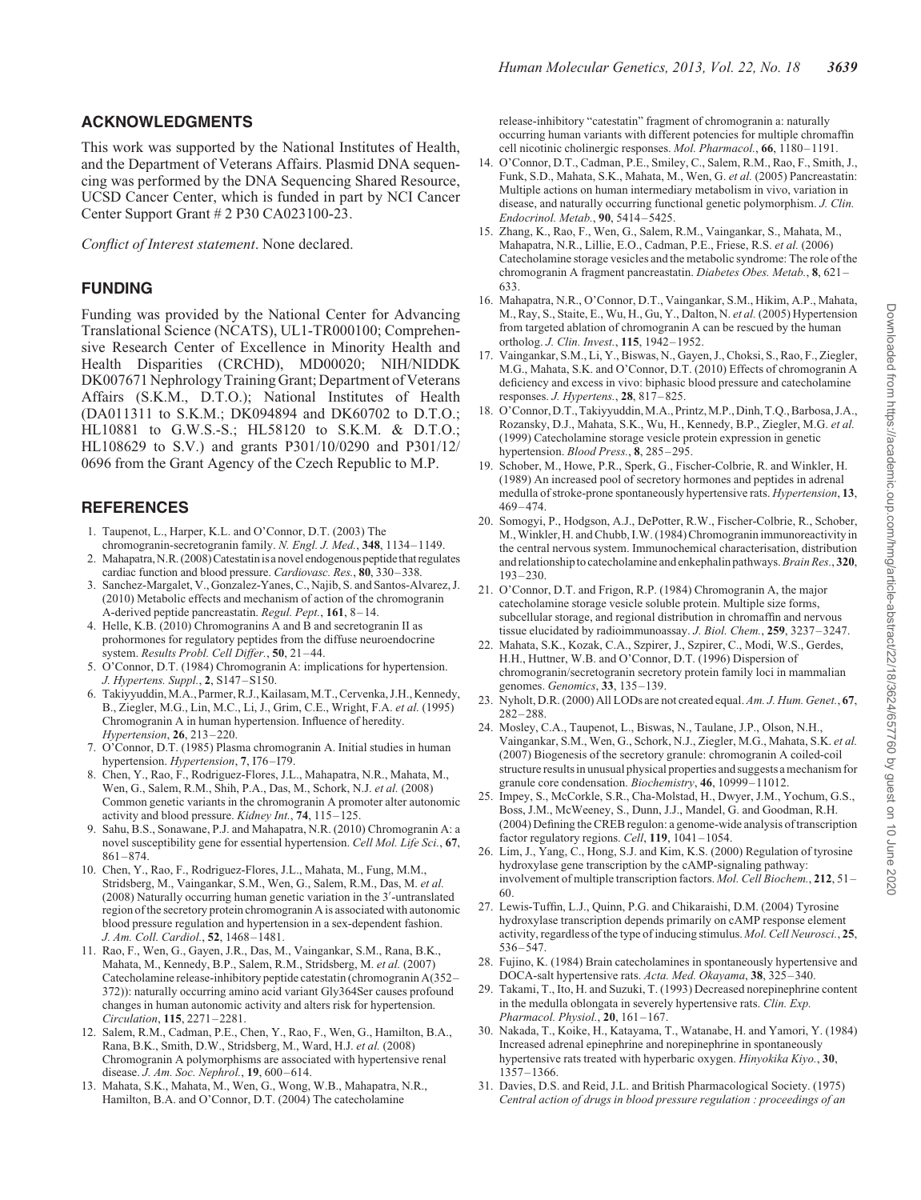## ACKNOWLEDGMENTS

This work was supported by the National Institutes of Health, and the Department of Veterans Affairs. Plasmid DNA sequencing was performed by the DNA Sequencing Shared Resource, UCSD Cancer Center, which is funded in part by NCI Cancer Center Support Grant # 2 P30 CA023100-23.

*Conflict of Interest statement*. None declared.

## FUNDING

Funding was provided by the National Center for Advancing Translational Science (NCATS), UL1-TR000100; Comprehensive Research Center of Excellence in Minority Health and Health Disparities (CRCHD), MD00020; NIH/NIDDK DK007671 Nephrology Training Grant; Department of Veterans Affairs (S.K.M., D.T.O.); National Institutes of Health (DA011311 to S.K.M.; DK094894 and DK60702 to D.T.O.; HL10881 to G.W.S.-S.; HL58120 to S.K.M. & D.T.O.; HL108629 to S.V.) and grants P301/10/0290 and P301/12/0696 from the Grant Agency of the Czech Republic to M.P.

## REFERENCES

1. Taupenot, L., Harper, K.L. and O'Connor, D.T. (2003) The chromogranin-secretogranin family. *N. Engl. J. Med.*, **348**, 1134–1149.
2. Mahapatra, N.R. (2008) Catestatin is a novel endogenous peptide that regulates cardiac function and blood pressure. *Cardiovasc. Res.*, **80**, 330–338.
3. Sanchez-Margalet, V., Gonzalez-Yanes, C., Najib, S. and Santos-Alvarez, J. (2010) Metabolic effects and mechanism of action of the chromogranin A-derived peptide pancreastatin. *Regul. Pept.*, **161**, 8–14.
4. Helle, K.B. (2010) Chromogranins A and B and secretogranin II as prohormones for regulatory peptides from the diffuse neuroendocrine system. *Results Probl. Cell Differ.*, **50**, 21–44.
5. O'Connor, D.T. (1984) Chromogranin A: implications for hypertension. *J. Hypertens. Suppl.*, **2**, S147–S150.
6. Takiyyuddin, M.A., Parmer, R.J., Kailasam, M.T., Cervenka, J.H., Kennedy, B., Ziegler, M.G., Lin, M.C., Li, J., Grim, C.E., Wright, F.A. *et al.* (1995) Chromogranin A in human hypertension. Influence of heredity. *Hypertension*, **26**, 213–220.
7. O'Connor, D.T. (1985) Plasma chromogranin A. Initial studies in human hypertension. *Hypertension*, **7**, I76–I79.
8. Chen, Y., Rao, F., Rodriguez-Flores, J.L., Mahapatra, N.R., Mahata, M., Wen, G., Salem, R.M., Shih, P.A., Das, M., Schork, N.J. *et al.* (2008) Common genetic variants in the chromogranin A promoter alter autonomic activity and blood pressure. *Kidney Int.*, **74**, 115–125.
9. Sahu, B.S., Sonawane, P.J. and Mahapatra, N.R. (2010) Chromogranin A: a novel susceptibility gene for essential hypertension. *Cell Mol. Life Sci.*, **67**, 861–874.
10. Chen, Y., Rao, F., Rodriguez-Flores, J.L., Mahata, M., Fung, M.M., Stridsberg, M., Vaingankar, S.M., Wen, G., Salem, R.M., Das, M. *et al.* (2008) Naturally occurring human genetic variation in the 3′-untranslated region of the secretory protein chromogranin A is associated with autonomic blood pressure regulation and hypertension in a sex-dependent fashion. *J. Am. Coll. Cardiol.*, **52**, 1468–1481.
11. Rao, F., Wen, G., Gayen, J.R., Das, M., Vaingankar, S.M., Rana, B.K., Mahata, M., Kennedy, B.P., Salem, R.M., Stridsberg, M. *et al.* (2007) Catecholamine release-inhibitory peptide catestatin (chromogranin A(352–372)): naturally occurring amino acid variant Gly364Ser causes profound changes in human autonomic activity and alters risk for hypertension. *Circulation*, **115**, 2271–2281.
12. Salem, R.M., Cadman, P.E., Chen, Y., Rao, F., Wen, G., Hamilton, B.A., Rana, B.K., Smith, D.W., Stridsberg, M., Ward, H.J. *et al.* (2008) Chromogranin A polymorphisms are associated with hypertensive renal disease. *J. Am. Soc. Nephrol.*, **19**, 600–614.
13. Mahata, S.K., Mahata, M., Wen, G., Wong, W.B., Mahapatra, N.R., Hamilton, B.A. and O'Connor, D.T. (2004) The catecholamine release-inhibitory "catestatin" fragment of chromogranin a: naturally occurring human variants with different potencies for multiple chromaffin cell nicotinic cholinergic responses. *Mol. Pharmacol.*, **66**, 1180–1191.
14. O'Connor, D.T., Cadman, P.E., Smiley, C., Salem, R.M., Rao, F., Smith, J., Funk, S.D., Mahata, S.K., Mahata, M., Wen, G. *et al.* (2005) Pancreastatin: Multiple actions on human intermediary metabolism in vivo, variation in disease, and naturally occurring functional genetic polymorphism. *J. Clin. Endocrinol. Metab.*, **90**, 5414–5425.
15. Zhang, K., Rao, F., Wen, G., Salem, R.M., Vaingankar, S., Mahata, M., Mahapatra, N.R., Lillie, E.O., Cadman, P.E., Friese, R.S. *et al.* (2006) Catecholamine storage vesicles and the metabolic syndrome: The role of the chromogranin A fragment pancreastatin. *Diabetes Obes. Metab.*, **8**, 621–633.
16. Mahapatra, N.R., O'Connor, D.T., Vaingankar, S.M., Hikim, A.P., Mahata, M., Ray, S., Staite, E., Wu, H., Gu, Y., Dalton, N. *et al.* (2005) Hypertension from targeted ablation of chromogranin A can be rescued by the human ortholog. *J. Clin. Invest.*, **115**, 1942–1952.
17. Vaingankar, S.M., Li, Y., Biswas, N., Gayen, J., Choksi, S., Rao, F., Ziegler, M.G., Mahata, S.K. and O'Connor, D.T. (2010) Effects of chromogranin A deficiency and excess in vivo: biphasic blood pressure and catecholamine responses. *J. Hypertens.*, **28**, 817–825.
18. O'Connor, D.T., Takiyyuddin, M.A., Printz, M.P., Dinh, T.Q., Barbosa, J.A., Rozansky, D.J., Mahata, S.K., Wu, H., Kennedy, B.P., Ziegler, M.G. *et al.* (1999) Catecholamine storage vesicle protein expression in genetic hypertension. *Blood Press.*, **8**, 285–295.
19. Schober, M., Howe, P.R., Sperk, G., Fischer-Colbrie, R. and Winkler, H. (1989) An increased pool of secretory hormones and peptides in adrenal medulla of stroke-prone spontaneously hypertensive rats. *Hypertension*, **13**, 469–474.
20. Somogyi, P., Hodgson, A.J., DePotter, R.W., Fischer-Colbrie, R., Schober, M., Winkler, H. and Chubb, I.W. (1984) Chromogranin immunoreactivity in the central nervous system. Immunochemical characterisation, distribution and relationship to catecholamine and enkephalin pathways. *Brain Res.*, **320**, 193–230.
21. O'Connor, D.T. and Frigon, R.P. (1984) Chromogranin A, the major catecholamine storage vesicle soluble protein. Multiple size forms, subcellular storage, and regional distribution in chromaffin and nervous tissue elucidated by radioimmunoassay. *J. Biol. Chem.*, **259**, 3237–3247.
22. Mahata, S.K., Kozak, C.A., Szpirer, J., Szpirer, C., Modi, W.S., Gerdes, H.H., Huttner, W.B. and O'Connor, D.T. (1996) Dispersion of chromogranin/secretogranin secretory protein family loci in mammalian genomes. *Genomics*, **33**, 135–139.
23. Nyholt, D.R. (2000) All LODs are not created equal. *Am. J. Hum. Genet.*, **67**, 282–288.
24. Mosley, C.A., Taupenot, L., Biswas, N., Taulane, J.P., Olson, N.H., Vaingankar, S.M., Wen, G., Schork, N.J., Ziegler, M.G., Mahata, S.K. *et al.* (2007) Biogenesis of the secretory granule: chromogranin A coiled-coil structure results in unusual physical properties and suggests a mechanism for granule core condensation. *Biochemistry*, **46**, 10999–11012.
25. Impey, S., McCorkle, S.R., Cha-Molstad, H., Dwyer, J.M., Yochum, G.S., Boss, J.M., McWeeney, S., Dunn, J.J., Mandel, G. and Goodman, R.H. (2004) Defining the CREB regulon: a genome-wide analysis of transcription factor regulatory regions. *Cell*, **119**, 1041–1054.
26. Lim, J., Yang, C., Hong, S.J. and Kim, K.S. (2000) Regulation of tyrosine hydroxylase gene transcription by the cAMP-signaling pathway: involvement of multiple transcription factors. *Mol. Cell Biochem.*, **212**, 51–60.
27. Lewis-Tuffin, L.J., Quinn, P.G. and Chikaraishi, D.M. (2004) Tyrosine hydroxylase transcription depends primarily on cAMP response element activity, regardless of the type of inducing stimulus. *Mol. Cell Neurosci.*, **25**, 536–547.
28. Fujino, K. (1984) Brain catecholamines in spontaneously hypertensive and DOCA-salt hypertensive rats. *Acta. Med. Okayama*, **38**, 325–340.
29. Takami, T., Ito, H. and Suzuki, T. (1993) Decreased norepinephrine content in the medulla oblongata in severely hypertensive rats. *Clin. Exp. Pharmacol. Physiol.*, **20**, 161–167.
30. Nakada, T., Koike, H., Katayama, T., Watanabe, H. and Yamori, Y. (1984) Increased adrenal epinephrine and norepinephrine in spontaneously hypertensive rats treated with hyperbaric oxygen. *Hinyokika Kiyo.*, **30**, 1357–1366.
31. Davies, D.S. and Reid, J.L. and British Pharmacological Society. (1975) *Central action of drugs in blood pressure regulation : proceedings of an*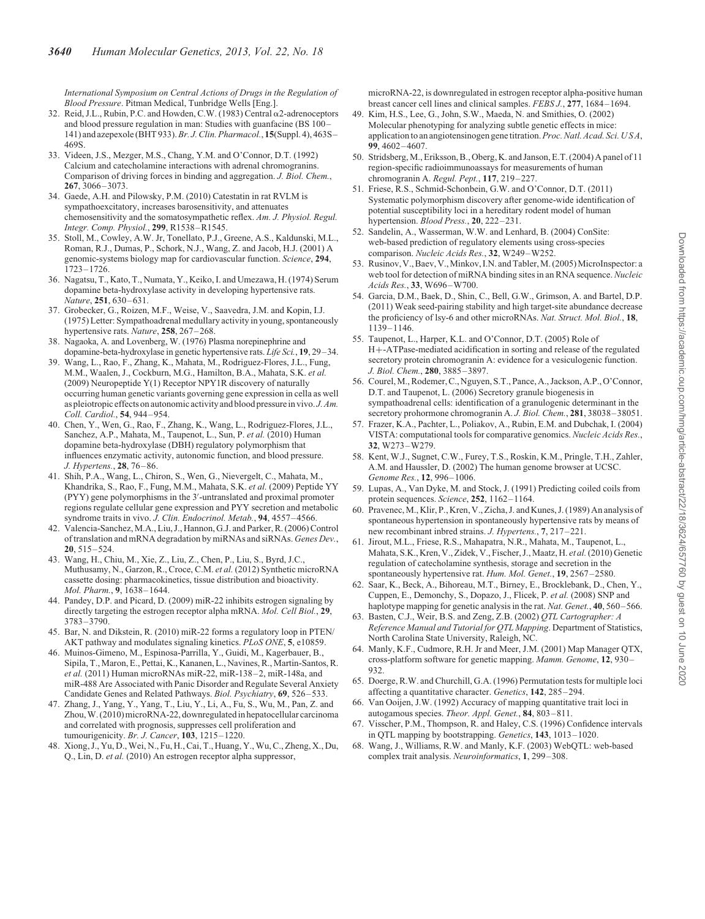*International Symposium on Central Actions of Drugs in the Regulation of Blood Pressure*. Pitman Medical, Tunbridge Wells [Eng.].

32. Reid, J.L., Rubin, P.C. and Howden, C.W. (1983) Central α2-adrenoceptors and blood pressure regulation in man: Studies with guanfacine (BS 100–141) and azepexole (BHT 933). *Br. J. Clin. Pharmacol.*, **15**(Suppl. 4), 463S–469S.
33. Videen, J.S., Mezger, M.S., Chang, Y.M. and O'Connor, D.T. (1992) Calcium and catecholamine interactions with adrenal chromogranins. Comparison of driving forces in binding and aggregation. *J. Biol. Chem.*, **267**, 3066–3073.
34. Gaede, A.H. and Pilowsky, P.M. (2010) Catestatin in rat RVLM is sympathoexcitatory, increases barosensitivity, and attenuates chemosensitivity and the somatosympathetic reflex. *Am. J. Physiol. Regul. Integr. Comp. Physiol.*, **299**, R1538–R1545.
35. Stoll, M., Cowley, A.W. Jr, Tonellato, P.J., Greene, A.S., Kaldunski, M.L., Roman, R.J., Dumas, P., Schork, N.J., Wang, Z. and Jacob, H.J. (2001) A genomic-systems biology map for cardiovascular function. *Science*, **294**, 1723–1726.
36. Nagatsu, T., Kato, T., Numata, Y., Keiko, I. and Umezawa, H. (1974) Serum dopamine beta-hydroxylase activity in developing hypertensive rats. *Nature*, **251**, 630–631.
37. Grobecker, G., Roizen, M.F., Weise, V., Saavedra, J.M. and Kopin, I.J. (1975) Letter: Sympathoadrenal medullary activity in young, spontaneously hypertensive rats. *Nature*, **258**, 267–268.
38. Nagaoka, A. and Lovenberg, W. (1976) Plasma norepinephrine and dopamine-beta-hydroxylase in genetic hypertensive rats. *Life Sci.*, **19**, 29–34.
39. Wang, L., Rao, F., Zhang, K., Mahata, M., Rodriguez-Flores, J.L., Fung, M.M., Waalen, J., Cockburn, M.G., Hamilton, B.A., Mahata, S.K. *et al.* (2009) Neuropeptide Y(1) Receptor NPY1R discovery of naturally occurring human genetic variants governing gene expression in cella as well as pleiotropic effects on autonomic activity and blood pressure in vivo. *J. Am. Coll. Cardiol.*, **54**, 944–954.
40. Chen, Y., Wen, G., Rao, F., Zhang, K., Wang, L., Rodriguez-Flores, J.L., Sanchez, A.P., Mahata, M., Taupenot, L., Sun, P. *et al.* (2010) Human dopamine beta-hydroxylase (DBH) regulatory polymorphism that influences enzymatic activity, autonomic function, and blood pressure. *J. Hypertens.*, **28**, 76–86.
41. Shih, P.A., Wang, L., Chiron, S., Wen, G., Nievergelt, C., Mahata, M., Khandrika, S., Rao, F., Fung, M.M., Mahata, S.K. *et al.* (2009) Peptide YY (PYY) gene polymorphisms in the 3′-untranslated and proximal promoter regions regulate cellular gene expression and PYY secretion and metabolic syndrome traits in vivo. *J. Clin. Endocrinol. Metab.*, **94**, 4557–4566.
42. Valencia-Sanchez, M.A., Liu, J., Hannon, G.J. and Parker, R. (2006) Control of translation and mRNA degradation by miRNAs and siRNAs. *Genes Dev.*, **20**, 515–524.
43. Wang, H., Chiu, M., Xie, Z., Liu, Z., Chen, P., Liu, S., Byrd, J.C., Muthusamy, N., Garzon, R., Croce, C.M. *et al.* (2012) Synthetic microRNA cassette dosing: pharmacokinetics, tissue distribution and bioactivity. *Mol. Pharm.*, **9**, 1638–1644.
44. Pandey, D.P. and Picard, D. (2009) miR-22 inhibits estrogen signaling by directly targeting the estrogen receptor alpha mRNA. *Mol. Cell Biol.*, **29**, 3783–3790.
45. Bar, N. and Dikstein, R. (2010) miR-22 forms a regulatory loop in PTEN/AKT pathway and modulates signaling kinetics. *PLoS ONE*, **5**, e10859.
46. Muinos-Gimeno, M., Espinosa-Parrilla, Y., Guidi, M., Kagerbauer, B., Sipila, T., Maron, E., Pettai, K., Kananen, L., Navines, R., Martin-Santos, R. *et al.* (2011) Human microRNAs miR-22, miR-138–2, miR-148a, and miR-488 Are Associated with Panic Disorder and Regulate Several Anxiety Candidate Genes and Related Pathways. *Biol. Psychiatry*, **69**, 526–533.
47. Zhang, J., Yang, Y., Yang, T., Liu, Y., Li, A., Fu, S., Wu, M., Pan, Z. and Zhou, W. (2010) microRNA-22, downregulated in hepatocellular carcinoma and correlated with prognosis, suppresses cell proliferation and tumourigenicity. *Br. J. Cancer*, **103**, 1215–1220.
48. Xiong, J., Yu, D., Wei, N., Fu, H., Cai, T., Huang, Y., Wu, C., Zheng, X., Du, Q., Lin, D. *et al.* (2010) An estrogen receptor alpha suppressor, microRNA-22, is downregulated in estrogen receptor alpha-positive human breast cancer cell lines and clinical samples. *FEBS J.*, **277**, 1684–1694.
49. Kim, H.S., Lee, G., John, S.W., Maeda, N. and Smithies, O. (2002) Molecular phenotyping for analyzing subtle genetic effects in mice: application to an angiotensinogen gene titration. *Proc. Natl. Acad. Sci. USA*, **99**, 4602–4607.
50. Stridsberg, M., Eriksson, B., Oberg, K. and Janson, E.T. (2004) A panel of 11 region-specific radioimmunoassays for measurements of human chromogranin A. *Regul. Pept.*, **117**, 219–227.
51. Friese, R.S., Schmid-Schonbein, G.W. and O'Connor, D.T. (2011) Systematic polymorphism discovery after genome-wide identification of potential susceptibility loci in a hereditary rodent model of human hypertension. *Blood Press.*, **20**, 222–231.
52. Sandelin, A., Wasserman, W.W. and Lenhard, B. (2004) ConSite: web-based prediction of regulatory elements using cross-species comparison. *Nucleic Acids Res.*, **32**, W249–W252.
53. Rusinov, V., Baev, V., Minkov, I.N. and Tabler, M. (2005) MicroInspector: a web tool for detection of miRNA binding sites in an RNA sequence. *Nucleic Acids Res.*, **33**, W696–W700.
54. Garcia, D.M., Baek, D., Shin, C., Bell, G.W., Grimson, A. and Bartel, D.P. (2011) Weak seed-pairing stability and high target-site abundance decrease the proficiency of lsy-6 and other microRNAs. *Nat. Struct. Mol. Biol.*, **18**, 1139–1146.
55. Taupenot, L., Harper, K.L. and O'Connor, D.T. (2005) Role of H+-ATPase-mediated acidification in sorting and release of the regulated secretory protein chromogranin A: evidence for a vesiculogenic function. *J. Biol. Chem.*, **280**, 3885–3897.
56. Courel, M., Rodemer, C., Nguyen, S.T., Pance, A., Jackson, A.P., O'Connor, D.T. and Taupenot, L. (2006) Secretory granule biogenesis in sympathoadrenal cells: identification of a granulogenic determinant in the secretory prohormone chromogranin A. *J. Biol. Chem.*, **281**, 38038–38051.
57. Frazer, K.A., Pachter, L., Poliakov, A., Rubin, E.M. and Dubchak, I. (2004) VISTA: computational tools for comparative genomics. *Nucleic Acids Res.*, **32**, W273–W279.
58. Kent, W.J., Sugnet, C.W., Furey, T.S., Roskin, K.M., Pringle, T.H., Zahler, A.M. and Haussler, D. (2002) The human genome browser at UCSC. *Genome Res.*, **12**, 996–1006.
59. Lupas, A., Van Dyke, M. and Stock, J. (1991) Predicting coiled coils from protein sequences. *Science*, **252**, 1162–1164.
60. Pravenec, M., Klir, P., Kren, V., Zicha, J. and Kunes, J. (1989) An analysis of spontaneous hypertension in spontaneously hypertensive rats by means of new recombinant inbred strains. *J. Hypertens.*, **7**, 217–221.
61. Jirout, M.L., Friese, R.S., Mahapatra, N.R., Mahata, M., Taupenot, L., Mahata, S.K., Kren, V., Zidek, V., Fischer, J., Maatz, H. *et al.* (2010) Genetic regulation of catecholamine synthesis, storage and secretion in the spontaneously hypertensive rat. *Hum. Mol. Genet.*, **19**, 2567–2580.
62. Saar, K., Beck, A., Bihoreau, M.T., Birney, E., Brocklebank, D., Chen, Y., Cuppen, E., Demonchy, S., Dopazo, J., Flicek, P. *et al.* (2008) SNP and haplotype mapping for genetic analysis in the rat. *Nat. Genet.*, **40**, 560–566.
63. Basten, C.J., Weir, B.S. and Zeng, Z.B. (2002) *QTL Cartographer: A Reference Manual and Tutorial for QTL Mapping*. Department of Statistics, North Carolina State University, Raleigh, NC.
64. Manly, K.F., Cudmore, R.H. Jr and Meer, J.M. (2001) Map Manager QTX, cross-platform software for genetic mapping. *Mamm. Genome*, **12**, 930–932.
65. Doerge, R.W. and Churchill, G.A. (1996) Permutation tests for multiple loci affecting a quantitative character. *Genetics*, **142**, 285–294.
66. Van Ooijen, J.W. (1992) Accuracy of mapping quantitative trait loci in autogamous species. *Theor. Appl. Genet.*, **84**, 803–811.
67. Visscher, P.M., Thompson, R. and Haley, C.S. (1996) Confidence intervals in QTL mapping by bootstrapping. *Genetics*, **143**, 1013–1020.
68. Wang, J., Williams, R.W. and Manly, K.F. (2003) WebQTL: web-based complex trait analysis. *Neuroinformatics*, **1**, 299–308.